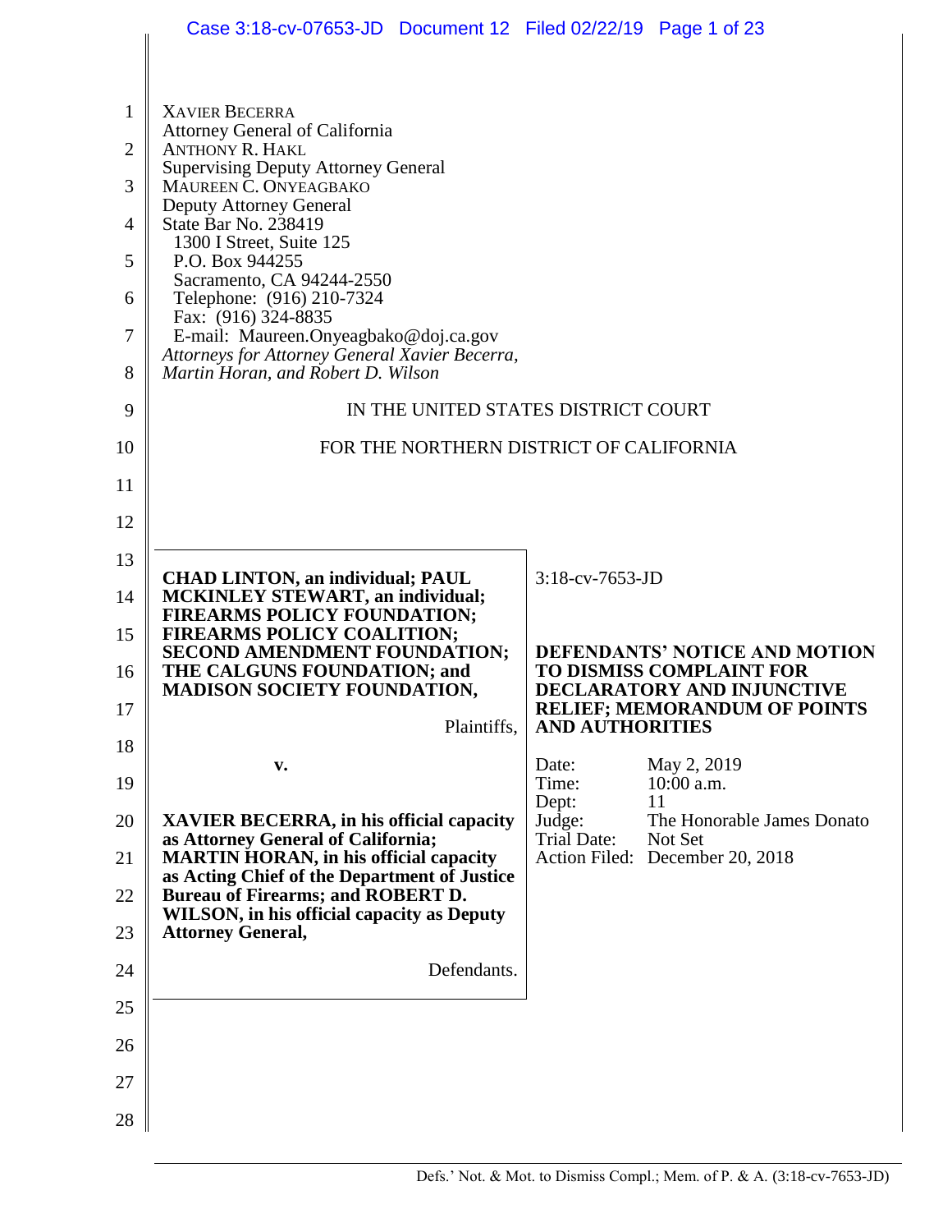XAVIER BECERRA
Attorney General of California
ANTHONY R. HAKL
Supervising Deputy Attorney General
MAUREEN C. ONYEAGBAKO
Deputy Attorney General
State Bar No. 238419
1300 I Street, Suite 125
P.O. Box 944255
Sacramento, CA 94244-2550
Telephone: (916) 210-7324
Fax: (916) 324-8835
E-mail: Maureen.Onyeagbako@doj.ca.gov
*Attorneys for Attorney General Xavier Becerra, Martin Horan, and Robert D. Wilson*

IN THE UNITED STATES DISTRICT COURT

FOR THE NORTHERN DISTRICT OF CALIFORNIA

**CHAD LINTON, an individual; PAUL MCKINLEY STEWART, an individual; FIREARMS POLICY FOUNDATION; FIREARMS POLICY COALITION; SECOND AMENDMENT FOUNDATION; THE CALGUNS FOUNDATION; and MADISON SOCIETY FOUNDATION,**

Plaintiffs,

**v.**

**XAVIER BECERRA, in his official capacity as Attorney General of California; MARTIN HORAN, in his official capacity as Acting Chief of the Department of Justice Bureau of Firearms; and ROBERT D. WILSON, in his official capacity as Deputy Attorney General,**

Defendants.

3:18-cv-7653-JD

**DEFENDANTS' NOTICE AND MOTION TO DISMISS COMPLAINT FOR DECLARATORY AND INJUNCTIVE RELIEF; MEMORANDUM OF POINTS AND AUTHORITIES**

| | |
|---|---|
| Date: | May 2, 2019 |
| Time: | 10:00 a.m. |
| Dept: | 11 |
| Judge: | The Honorable James Donato |
| Trial Date: | Not Set |
| Action Filed: | December 20, 2018 |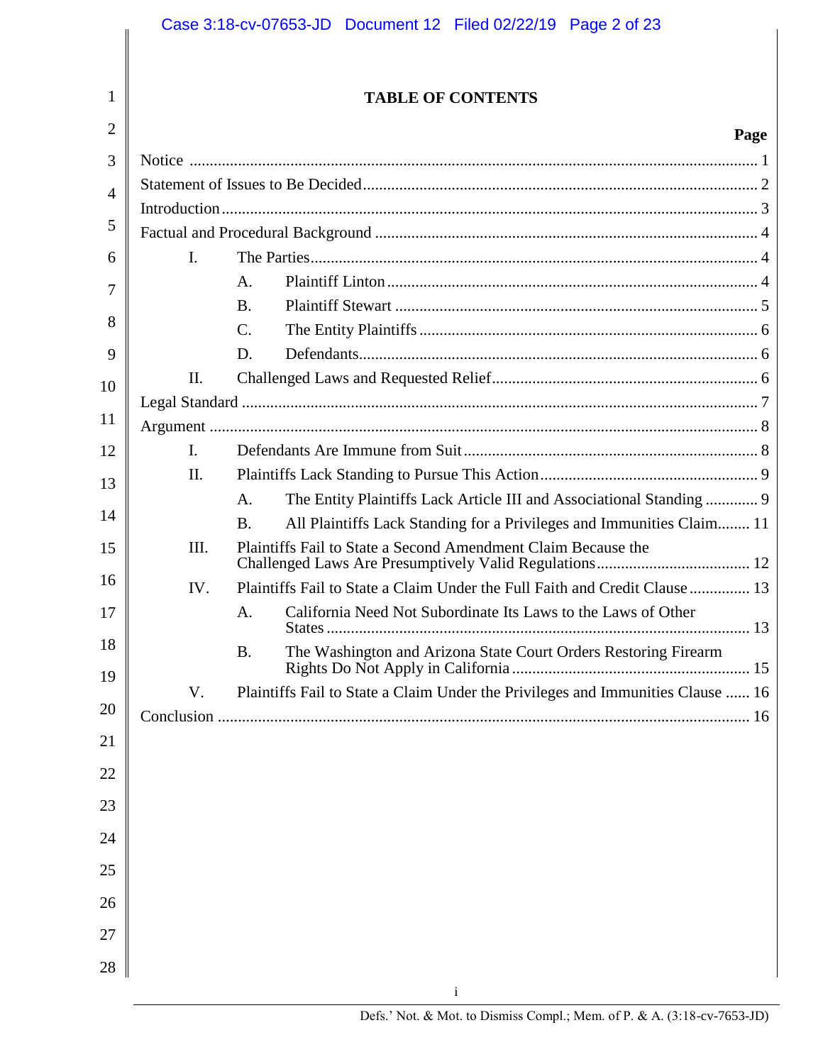# TABLE OF CONTENTS

| | Page |
|---|---|
| Notice | 1 |
| Statement of Issues to Be Decided | 2 |
| Introduction | 3 |
| Factual and Procedural Background | 4 |
| I. The Parties | 4 |
| A. Plaintiff Linton | 4 |
| B. Plaintiff Stewart | 5 |
| C. The Entity Plaintiffs | 6 |
| D. Defendants | 6 |
| II. Challenged Laws and Requested Relief | 6 |
| Legal Standard | 7 |
| Argument | 8 |
| I. Defendants Are Immune from Suit | 8 |
| II. Plaintiffs Lack Standing to Pursue This Action | 9 |
| A. The Entity Plaintiffs Lack Article III and Associational Standing | 9 |
| B. All Plaintiffs Lack Standing for a Privileges and Immunities Claim | 11 |
| III. Plaintiffs Fail to State a Second Amendment Claim Because the Challenged Laws Are Presumptively Valid Regulations | 12 |
| IV. Plaintiffs Fail to State a Claim Under the Full Faith and Credit Clause | 13 |
| A. California Need Not Subordinate Its Laws to the Laws of Other States | 13 |
| B. The Washington and Arizona State Court Orders Restoring Firearm Rights Do Not Apply in California | 15 |
| V. Plaintiffs Fail to State a Claim Under the Privileges and Immunities Clause | 16 |
| Conclusion | 16 |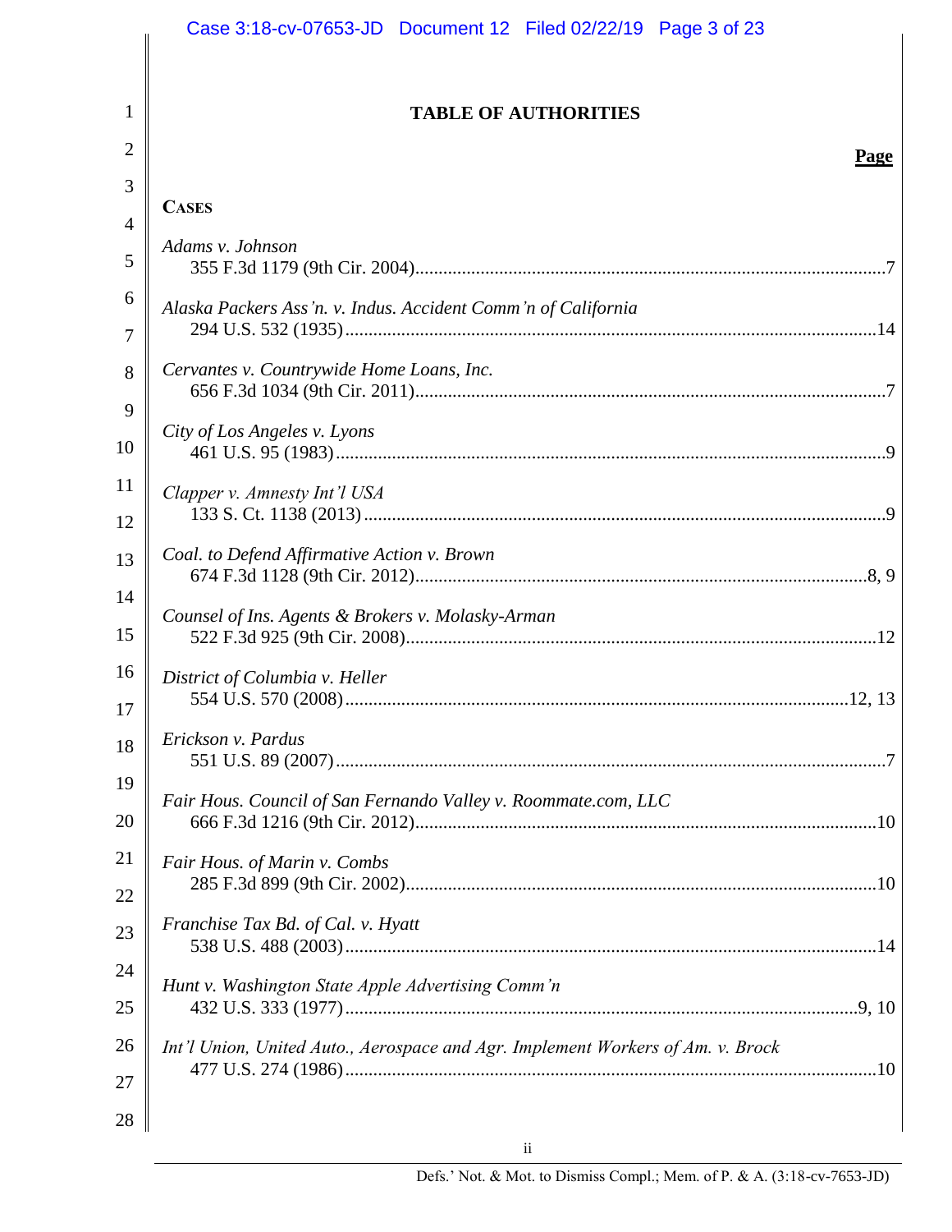## TABLE OF AUTHORITIES

**Page**

**CASES**

*Adams v. Johnson*
355 F.3d 1179 (9th Cir. 2004)....................................................................................................7

*Alaska Packers Ass'n. v. Indus. Accident Comm'n of California*
294 U.S. 532 (1935)..................................................................................................................14

*Cervantes v. Countrywide Home Loans, Inc.*
656 F.3d 1034 (9th Cir. 2011)....................................................................................................7

*City of Los Angeles v. Lyons*
461 U.S. 95 (1983)......................................................................................................................9

*Clapper v. Amnesty Int'l USA*
133 S. Ct. 1138 (2013)................................................................................................................9

*Coal. to Defend Affirmative Action v. Brown*
674 F.3d 1128 (9th Cir. 2012)................................................................................................8, 9

*Counsel of Ins. Agents & Brokers v. Molasky-Arman*
522 F.3d 925 (9th Cir. 2008)....................................................................................................12

*District of Columbia v. Heller*
554 U.S. 570 (2008)..........................................................................................................12, 13

*Erickson v. Pardus*
551 U.S. 89 (2007)......................................................................................................................7

*Fair Hous. Council of San Fernando Valley v. Roommate.com, LLC*
666 F.3d 1216 (9th Cir. 2012)..................................................................................................10

*Fair Hous. of Marin v. Combs*
285 F.3d 899 (9th Cir. 2002)....................................................................................................10

*Franchise Tax Bd. of Cal. v. Hyatt*
538 U.S. 488 (2003)..................................................................................................................14

*Hunt v. Washington State Apple Advertising Comm'n*
432 U.S. 333 (1977)..............................................................................................................9, 10

*Int'l Union, United Auto., Aerospace and Agr. Implement Workers of Am. v. Brock*
477 U.S. 274 (1986)..................................................................................................................10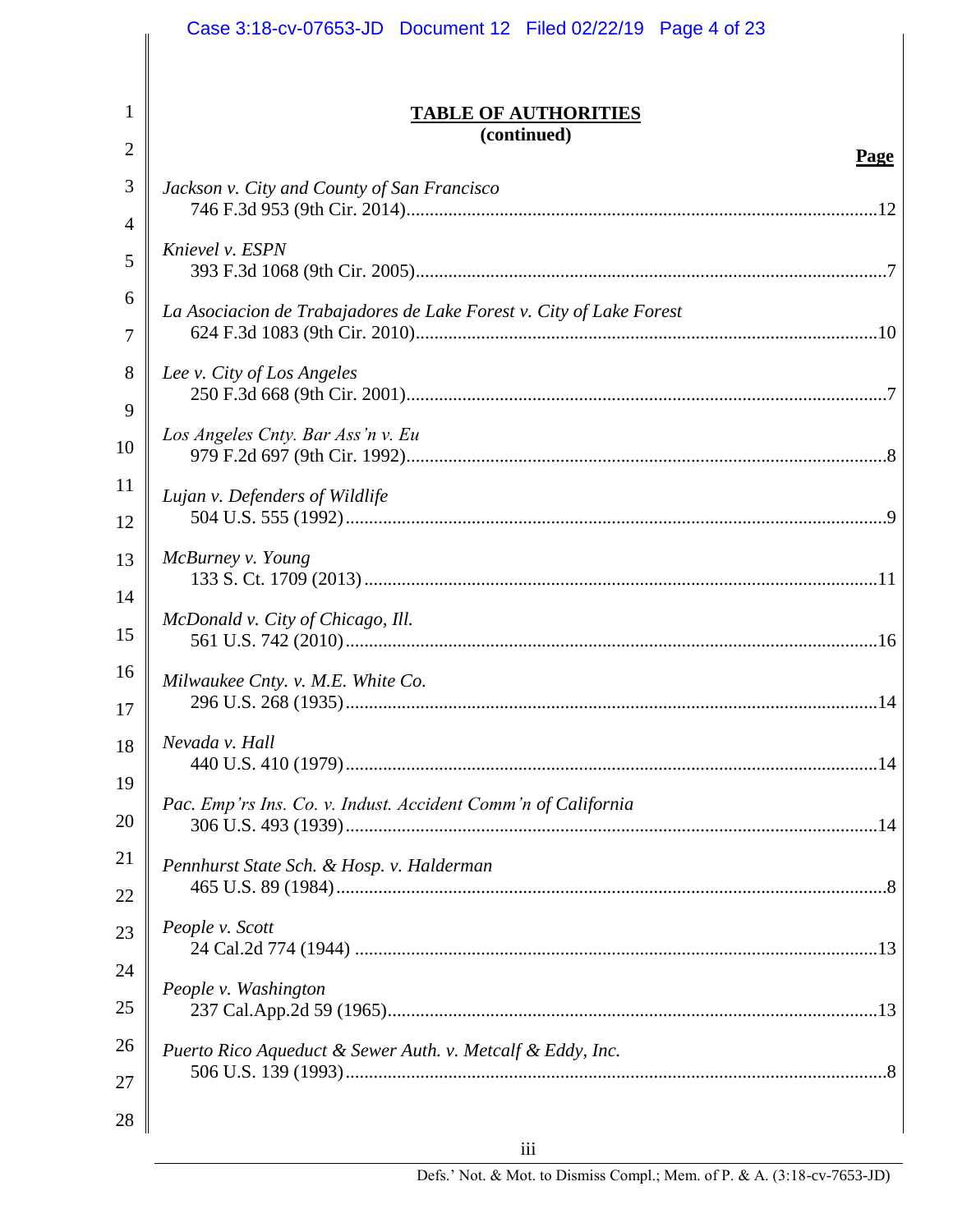**TABLE OF AUTHORITIES**
**(continued)**

| | **Page** |
|---|---|
| *Jackson v. City and County of San Francisco* 746 F.3d 953 (9th Cir. 2014) | 12 |
| *Knievel v. ESPN* 393 F.3d 1068 (9th Cir. 2005) | 7 |
| *La Asociacion de Trabajadores de Lake Forest v. City of Lake Forest* 624 F.3d 1083 (9th Cir. 2010) | 10 |
| *Lee v. City of Los Angeles* 250 F.3d 668 (9th Cir. 2001) | 7 |
| *Los Angeles Cnty. Bar Ass'n v. Eu* 979 F.2d 697 (9th Cir. 1992) | 8 |
| *Lujan v. Defenders of Wildlife* 504 U.S. 555 (1992) | 9 |
| *McBurney v. Young* 133 S. Ct. 1709 (2013) | 11 |
| *McDonald v. City of Chicago, Ill.* 561 U.S. 742 (2010) | 16 |
| *Milwaukee Cnty. v. M.E. White Co.* 296 U.S. 268 (1935) | 14 |
| *Nevada v. Hall* 440 U.S. 410 (1979) | 14 |
| *Pac. Emp'rs Ins. Co. v. Indust. Accident Comm'n of California* 306 U.S. 493 (1939) | 14 |
| *Pennhurst State Sch. & Hosp. v. Halderman* 465 U.S. 89 (1984) | 8 |
| *People v. Scott* 24 Cal.2d 774 (1944) | 13 |
| *People v. Washington* 237 Cal.App.2d 59 (1965) | 13 |
| *Puerto Rico Aqueduct & Sewer Auth. v. Metcalf & Eddy, Inc.* 506 U.S. 139 (1993) | 8 |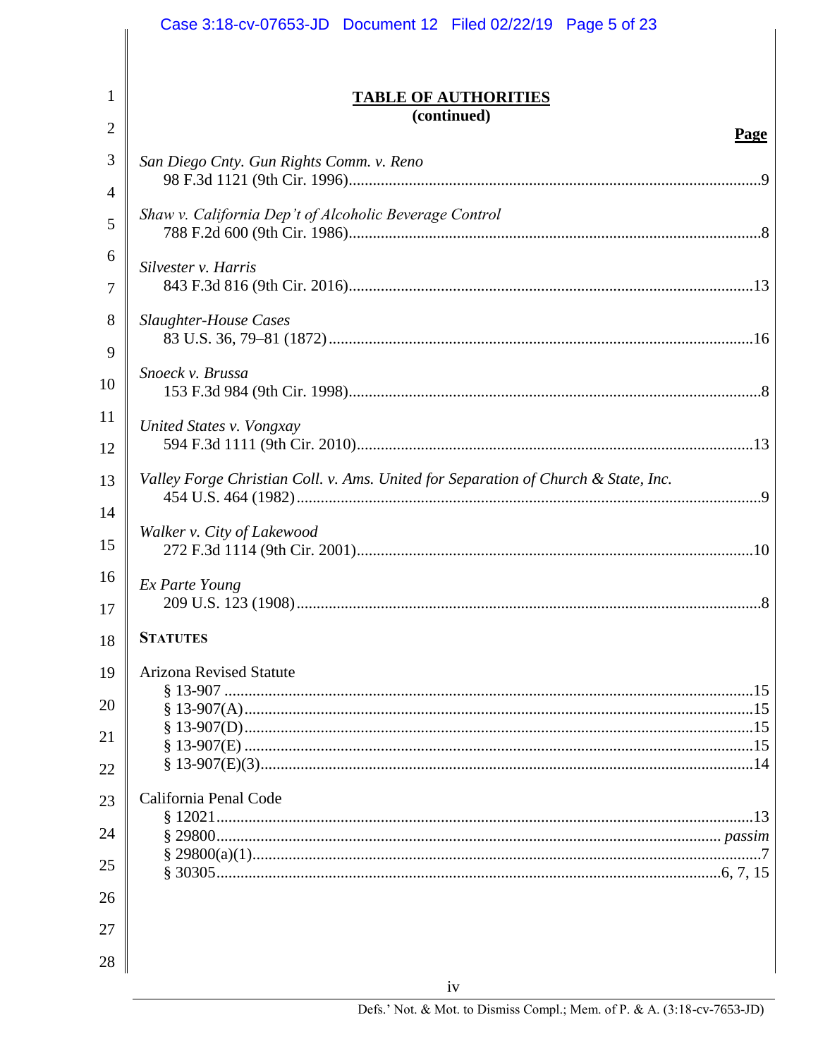## TABLE OF AUTHORITIES
**(continued)**

**Page**

*San Diego Cnty. Gun Rights Comm. v. Reno*
98 F.3d 1121 (9th Cir. 1996)....................................................................................................9

*Shaw v. California Dep't of Alcoholic Beverage Control*
788 F.2d 600 (9th Cir. 1986)....................................................................................................8

*Silvester v. Harris*
843 F.3d 816 (9th Cir. 2016)..................................................................................................13

*Slaughter-House Cases*
83 U.S. 36, 79–81 (1872).......................................................................................................16

*Snoeck v. Brussa*
153 F.3d 984 (9th Cir. 1998)....................................................................................................8

*United States v. Vongxay*
594 F.3d 1111 (9th Cir. 2010)................................................................................................13

*Valley Forge Christian Coll. v. Ams. United for Separation of Church & State, Inc.*
454 U.S. 464 (1982)..................................................................................................................9

*Walker v. City of Lakewood*
272 F.3d 1114 (9th Cir. 2001)................................................................................................10

*Ex Parte Young*
209 U.S. 123 (1908)..................................................................................................................8

**STATUTES**

Arizona Revised Statute
§ 13-907 .................................................................................................................................15
§ 13-907(A).............................................................................................................................15
§ 13-907(D).............................................................................................................................15
§ 13-907(E) .............................................................................................................................15
§ 13-907(E)(3).........................................................................................................................14

California Penal Code
§ 12021...................................................................................................................................13
§ 29800.......................................................................................................................... *passim*
§ 29800(a)(1).............................................................................................................................7
§ 30305.............................................................................................................................6, 7, 15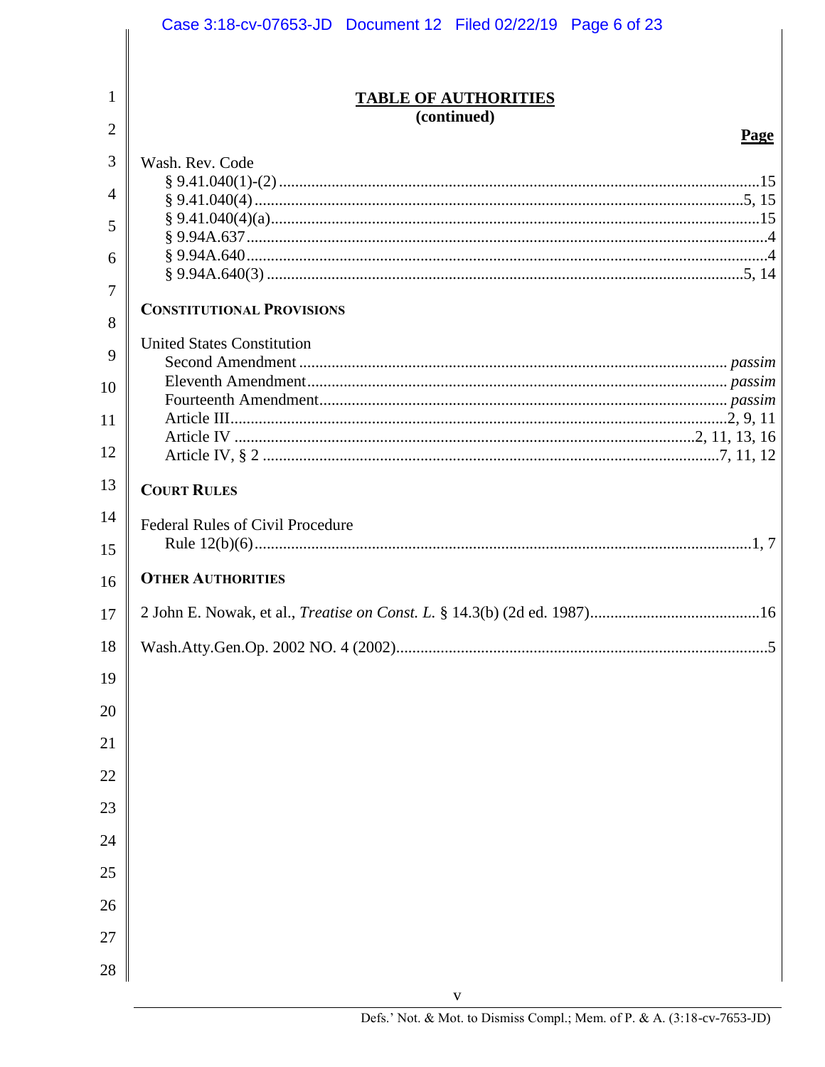## TABLE OF AUTHORITIES
### (continued)

**Page**

Wash. Rev. Code
- § 9.41.040(1)-(2) ........ 15
- § 9.41.040(4) ........ 5, 15
- § 9.41.040(4)(a) ........ 15
- § 9.94A.637 ........ 4
- § 9.94A.640 ........ 4
- § 9.94A.640(3) ........ 5, 14

**CONSTITUTIONAL PROVISIONS**

United States Constitution
- Second Amendment ........ *passim*
- Eleventh Amendment ........ *passim*
- Fourteenth Amendment ........ *passim*
- Article III ........ 2, 9, 11
- Article IV ........ 2, 11, 13, 16
- Article IV, § 2 ........ 7, 11, 12

**COURT RULES**

Federal Rules of Civil Procedure
- Rule 12(b)(6) ........ 1, 7

**OTHER AUTHORITIES**

2 John E. Nowak, et al., *Treatise on Const. L.* § 14.3(b) (2d ed. 1987) ........ 16

Wash.Atty.Gen.Op. 2002 NO. 4 (2002) ........ 5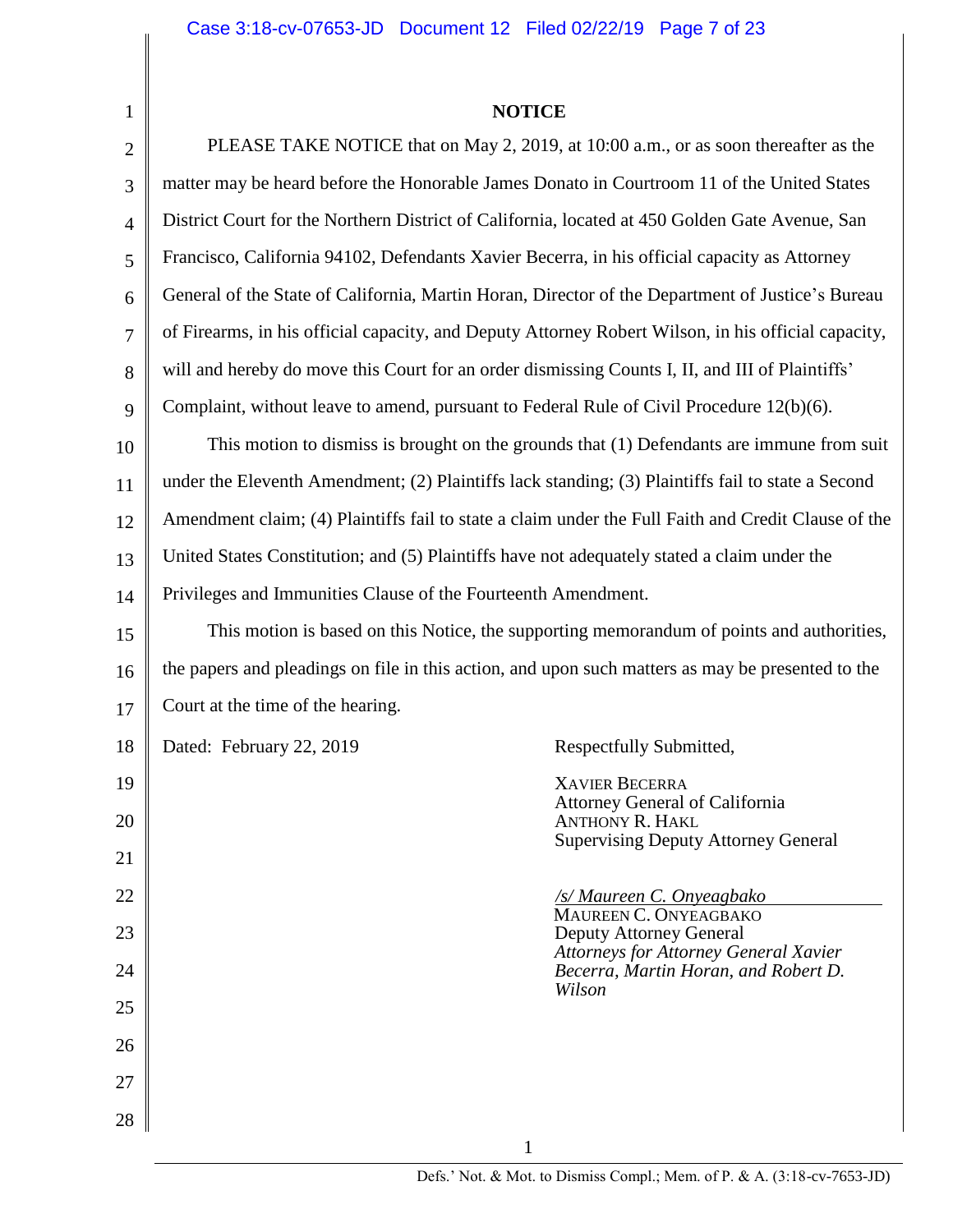**NOTICE**

PLEASE TAKE NOTICE that on May 2, 2019, at 10:00 a.m., or as soon thereafter as the matter may be heard before the Honorable James Donato in Courtroom 11 of the United States District Court for the Northern District of California, located at 450 Golden Gate Avenue, San Francisco, California 94102, Defendants Xavier Becerra, in his official capacity as Attorney General of the State of California, Martin Horan, Director of the Department of Justice's Bureau of Firearms, in his official capacity, and Deputy Attorney Robert Wilson, in his official capacity, will and hereby do move this Court for an order dismissing Counts I, II, and III of Plaintiffs' Complaint, without leave to amend, pursuant to Federal Rule of Civil Procedure 12(b)(6).

This motion to dismiss is brought on the grounds that (1) Defendants are immune from suit under the Eleventh Amendment; (2) Plaintiffs lack standing; (3) Plaintiffs fail to state a Second Amendment claim; (4) Plaintiffs fail to state a claim under the Full Faith and Credit Clause of the United States Constitution; and (5) Plaintiffs have not adequately stated a claim under the Privileges and Immunities Clause of the Fourteenth Amendment.

This motion is based on this Notice, the supporting memorandum of points and authorities, the papers and pleadings on file in this action, and upon such matters as may be presented to the Court at the time of the hearing.

Dated: February 22, 2019

Respectfully Submitted,

XAVIER BECERRA
Attorney General of California
ANTHONY R. HAKL
Supervising Deputy Attorney General

*/s/ Maureen C. Onyeagbako*
MAUREEN C. ONYEAGBAKO
Deputy Attorney General
*Attorneys for Attorney General Xavier Becerra, Martin Horan, and Robert D. Wilson*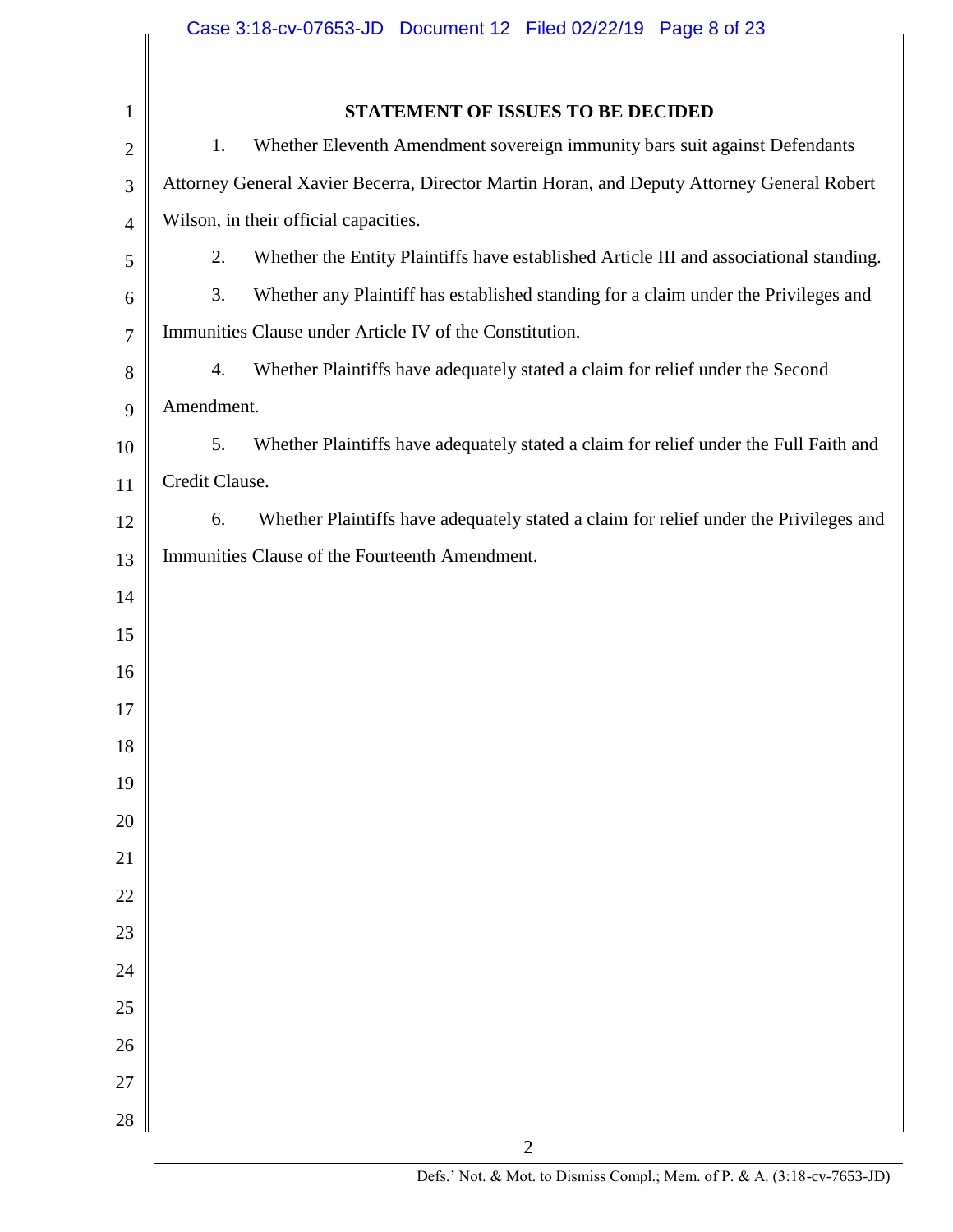## STATEMENT OF ISSUES TO BE DECIDED

1. Whether Eleventh Amendment sovereign immunity bars suit against Defendants Attorney General Xavier Becerra, Director Martin Horan, and Deputy Attorney General Robert Wilson, in their official capacities.

2. Whether the Entity Plaintiffs have established Article III and associational standing.

3. Whether any Plaintiff has established standing for a claim under the Privileges and Immunities Clause under Article IV of the Constitution.

4. Whether Plaintiffs have adequately stated a claim for relief under the Second Amendment.

5. Whether Plaintiffs have adequately stated a claim for relief under the Full Faith and Credit Clause.

6. Whether Plaintiffs have adequately stated a claim for relief under the Privileges and Immunities Clause of the Fourteenth Amendment.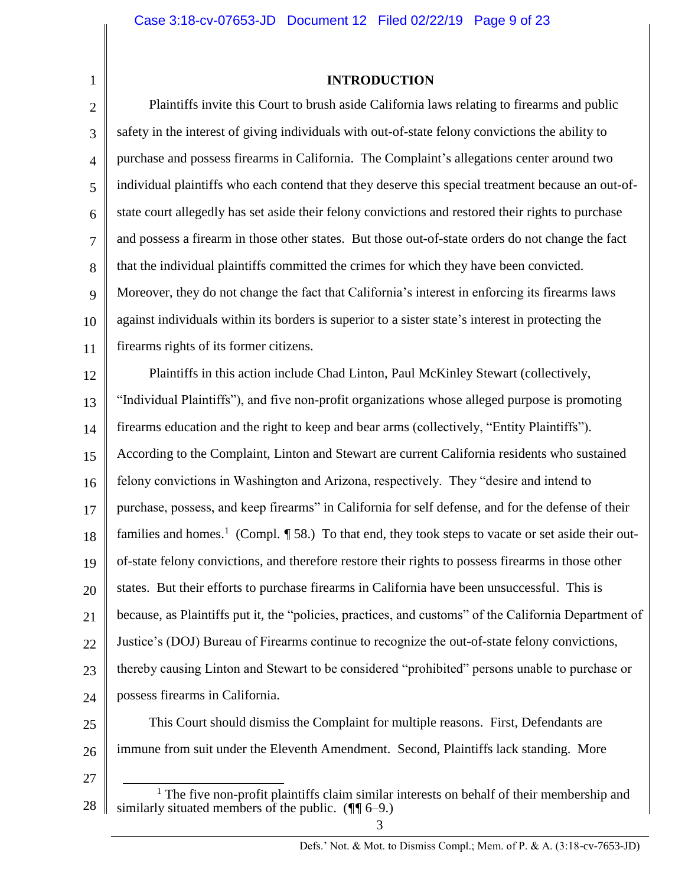## INTRODUCTION

Plaintiffs invite this Court to brush aside California laws relating to firearms and public safety in the interest of giving individuals with out-of-state felony convictions the ability to purchase and possess firearms in California. The Complaint's allegations center around two individual plaintiffs who each contend that they deserve this special treatment because an out-of-state court allegedly has set aside their felony convictions and restored their rights to purchase and possess a firearm in those other states. But those out-of-state orders do not change the fact that the individual plaintiffs committed the crimes for which they have been convicted. Moreover, they do not change the fact that California's interest in enforcing its firearms laws against individuals within its borders is superior to a sister state's interest in protecting the firearms rights of its former citizens.

Plaintiffs in this action include Chad Linton, Paul McKinley Stewart (collectively, "Individual Plaintiffs"), and five non-profit organizations whose alleged purpose is promoting firearms education and the right to keep and bear arms (collectively, "Entity Plaintiffs"). According to the Complaint, Linton and Stewart are current California residents who sustained felony convictions in Washington and Arizona, respectively. They "desire and intend to purchase, possess, and keep firearms" in California for self defense, and for the defense of their families and homes.[1] (Compl. ¶ 58.) To that end, they took steps to vacate or set aside their out-of-state felony convictions, and therefore restore their rights to possess firearms in those other states. But their efforts to purchase firearms in California have been unsuccessful. This is because, as Plaintiffs put it, the "policies, practices, and customs" of the California Department of Justice's (DOJ) Bureau of Firearms continue to recognize the out-of-state felony convictions, thereby causing Linton and Stewart to be considered "prohibited" persons unable to purchase or possess firearms in California.

This Court should dismiss the Complaint for multiple reasons. First, Defendants are immune from suit under the Eleventh Amendment. Second, Plaintiffs lack standing. More

[1] The five non-profit plaintiffs claim similar interests on behalf of their membership and similarly situated members of the public. (¶¶ 6–9.)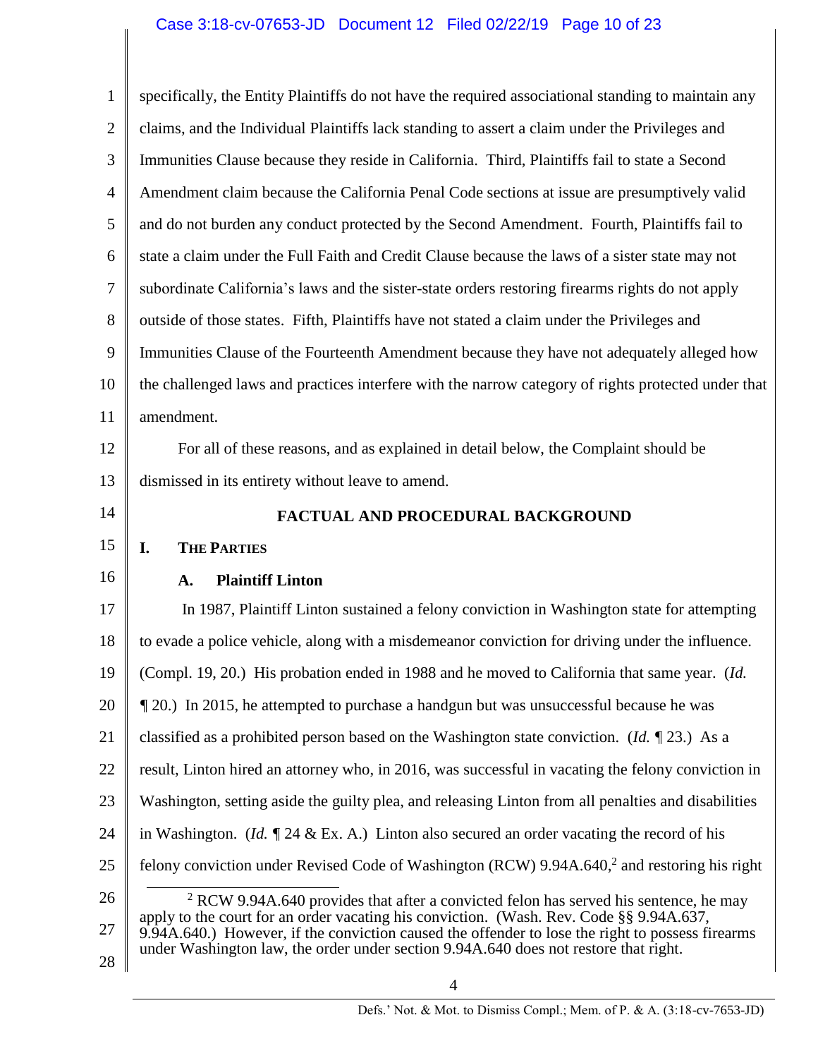specifically, the Entity Plaintiffs do not have the required associational standing to maintain any claims, and the Individual Plaintiffs lack standing to assert a claim under the Privileges and Immunities Clause because they reside in California. Third, Plaintiffs fail to state a Second Amendment claim because the California Penal Code sections at issue are presumptively valid and do not burden any conduct protected by the Second Amendment. Fourth, Plaintiffs fail to state a claim under the Full Faith and Credit Clause because the laws of a sister state may not subordinate California's laws and the sister-state orders restoring firearms rights do not apply outside of those states. Fifth, Plaintiffs have not stated a claim under the Privileges and Immunities Clause of the Fourteenth Amendment because they have not adequately alleged how the challenged laws and practices interfere with the narrow category of rights protected under that amendment.

For all of these reasons, and as explained in detail below, the Complaint should be dismissed in its entirety without leave to amend.

## FACTUAL AND PROCEDURAL BACKGROUND

### I. The Parties

#### A. Plaintiff Linton

In 1987, Plaintiff Linton sustained a felony conviction in Washington state for attempting to evade a police vehicle, along with a misdemeanor conviction for driving under the influence. (Compl. 19, 20.) His probation ended in 1988 and he moved to California that same year. (*Id.* ¶ 20.) In 2015, he attempted to purchase a handgun but was unsuccessful because he was classified as a prohibited person based on the Washington state conviction. (*Id.* ¶ 23.) As a result, Linton hired an attorney who, in 2016, was successful in vacating the felony conviction in Washington, setting aside the guilty plea, and releasing Linton from all penalties and disabilities in Washington. (*Id.* ¶ 24 & Ex. A.) Linton also secured an order vacating the record of his felony conviction under Revised Code of Washington (RCW) 9.94A.640,[2] and restoring his right

[2] RCW 9.94A.640 provides that after a convicted felon has served his sentence, he may apply to the court for an order vacating his conviction. (Wash. Rev. Code §§ 9.94A.637, 9.94A.640.) However, if the conviction caused the offender to lose the right to possess firearms under Washington law, the order under section 9.94A.640 does not restore that right.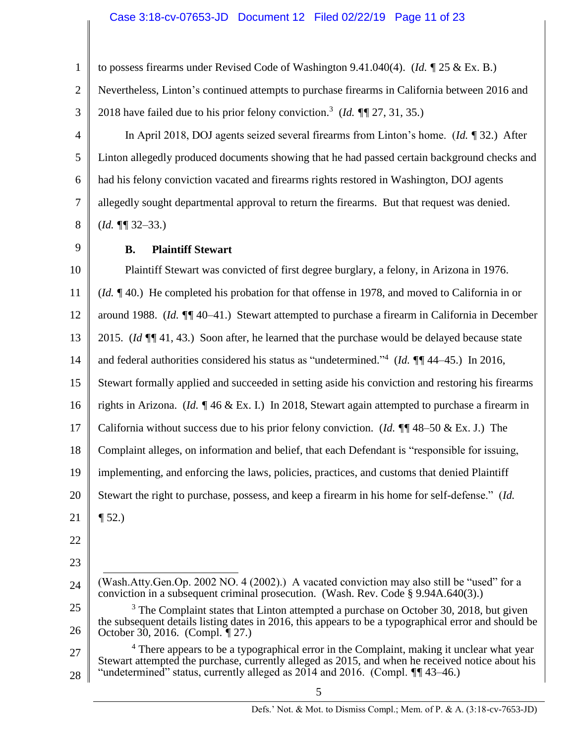to possess firearms under Revised Code of Washington 9.41.040(4). (*Id.* ¶ 25 & Ex. B.) Nevertheless, Linton's continued attempts to purchase firearms in California between 2016 and 2018 have failed due to his prior felony conviction.[3] (*Id.* ¶¶ 27, 31, 35.)

In April 2018, DOJ agents seized several firearms from Linton's home. (*Id.* ¶ 32.) After Linton allegedly produced documents showing that he had passed certain background checks and had his felony conviction vacated and firearms rights restored in Washington, DOJ agents allegedly sought departmental approval to return the firearms. But that request was denied. (*Id.* ¶¶ 32–33.)

### B. Plaintiff Stewart

Plaintiff Stewart was convicted of first degree burglary, a felony, in Arizona in 1976. (*Id.* ¶ 40.) He completed his probation for that offense in 1978, and moved to California in or around 1988. (*Id.* ¶¶ 40–41.) Stewart attempted to purchase a firearm in California in December 2015. (*Id* ¶¶ 41, 43.) Soon after, he learned that the purchase would be delayed because state and federal authorities considered his status as "undetermined."[4] (*Id.* ¶¶ 44–45.) In 2016, Stewart formally applied and succeeded in setting aside his conviction and restoring his firearms rights in Arizona. (*Id.* ¶ 46 & Ex. I.) In 2018, Stewart again attempted to purchase a firearm in California without success due to his prior felony conviction. (*Id.* ¶¶ 48–50 & Ex. J.) The Complaint alleges, on information and belief, that each Defendant is "responsible for issuing, implementing, and enforcing the laws, policies, practices, and customs that denied Plaintiff Stewart the right to purchase, possess, and keep a firearm in his home for self-defense." (*Id.* ¶ 52.)

---

(Wash.Atty.Gen.Op. 2002 NO. 4 (2002).) A vacated conviction may also still be "used" for a conviction in a subsequent criminal prosecution. (Wash. Rev. Code § 9.94A.640(3).)

[3] The Complaint states that Linton attempted a purchase on October 30, 2018, but given the subsequent details listing dates in 2016, this appears to be a typographical error and should be October 30, 2016. (Compl. ¶ 27.)

[4] There appears to be a typographical error in the Complaint, making it unclear what year Stewart attempted the purchase, currently alleged as 2015, and when he received notice about his "undetermined" status, currently alleged as 2014 and 2016. (Compl. ¶¶ 43–46.)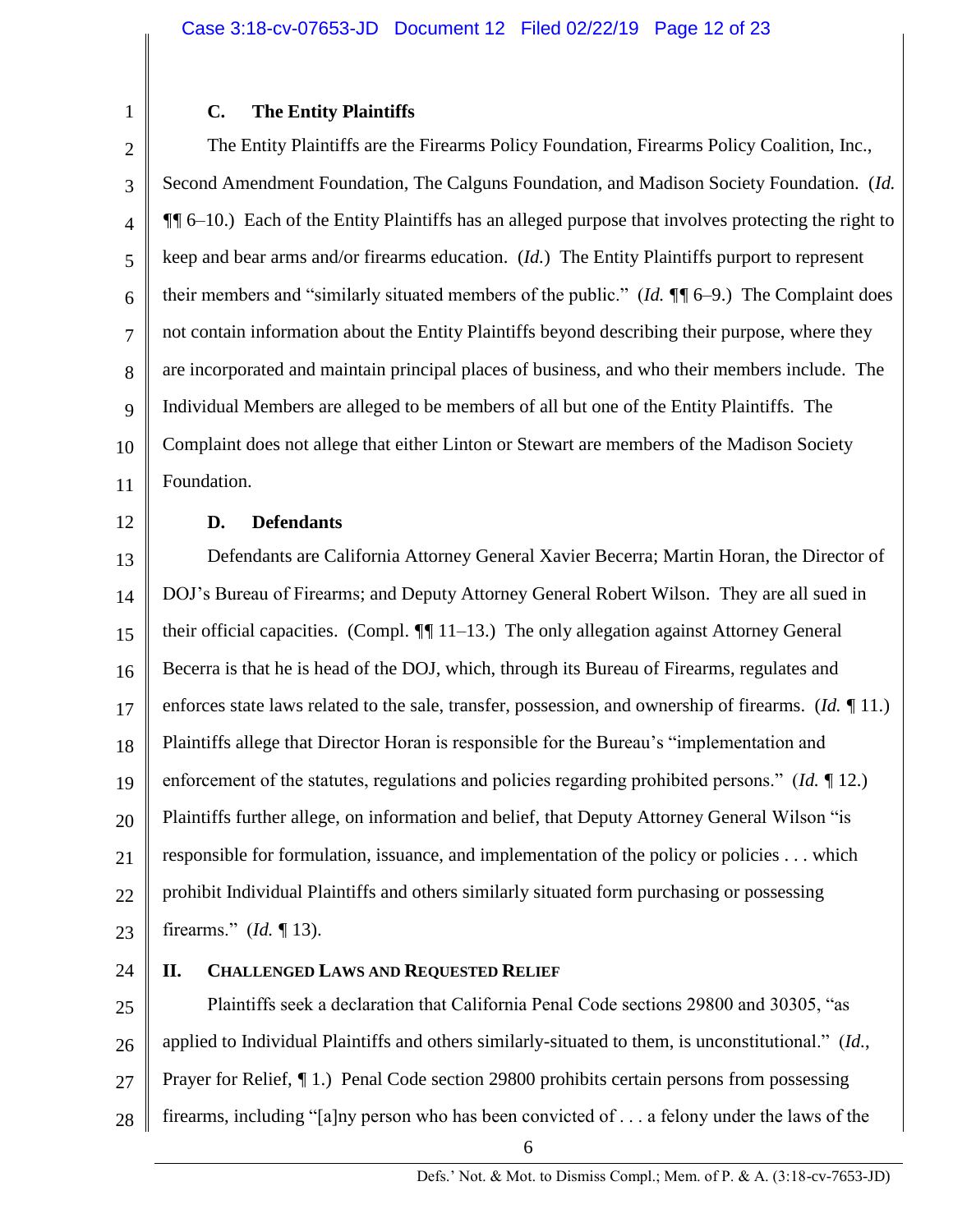### C. The Entity Plaintiffs

The Entity Plaintiffs are the Firearms Policy Foundation, Firearms Policy Coalition, Inc., Second Amendment Foundation, The Calguns Foundation, and Madison Society Foundation. (*Id.* ¶¶ 6–10.) Each of the Entity Plaintiffs has an alleged purpose that involves protecting the right to keep and bear arms and/or firearms education. (*Id.*) The Entity Plaintiffs purport to represent their members and "similarly situated members of the public." (*Id.* ¶¶ 6–9.) The Complaint does not contain information about the Entity Plaintiffs beyond describing their purpose, where they are incorporated and maintain principal places of business, and who their members include. The Individual Members are alleged to be members of all but one of the Entity Plaintiffs. The Complaint does not allege that either Linton or Stewart are members of the Madison Society Foundation.

### D. Defendants

Defendants are California Attorney General Xavier Becerra; Martin Horan, the Director of DOJ's Bureau of Firearms; and Deputy Attorney General Robert Wilson. They are all sued in their official capacities. (Compl. ¶¶ 11–13.) The only allegation against Attorney General Becerra is that he is head of the DOJ, which, through its Bureau of Firearms, regulates and enforces state laws related to the sale, transfer, possession, and ownership of firearms. (*Id.* ¶ 11.) Plaintiffs allege that Director Horan is responsible for the Bureau's "implementation and enforcement of the statutes, regulations and policies regarding prohibited persons." (*Id.* ¶ 12.) Plaintiffs further allege, on information and belief, that Deputy Attorney General Wilson "is responsible for formulation, issuance, and implementation of the policy or policies . . . which prohibit Individual Plaintiffs and others similarly situated form purchasing or possessing firearms." (*Id.* ¶ 13).

## II. Challenged Laws and Requested Relief

Plaintiffs seek a declaration that California Penal Code sections 29800 and 30305, "as applied to Individual Plaintiffs and others similarly-situated to them, is unconstitutional." (*Id.*, Prayer for Relief, ¶ 1.) Penal Code section 29800 prohibits certain persons from possessing firearms, including "[a]ny person who has been convicted of . . . a felony under the laws of the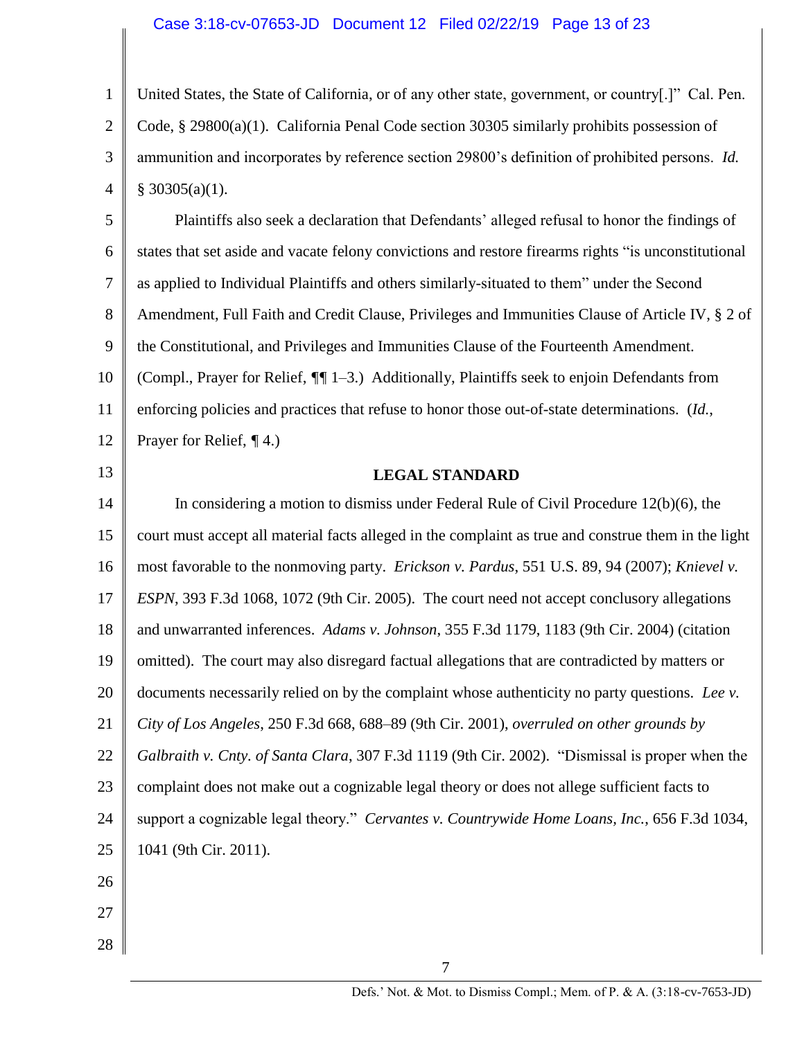United States, the State of California, or of any other state, government, or country[.]" Cal. Pen. Code, § 29800(a)(1). California Penal Code section 30305 similarly prohibits possession of ammunition and incorporates by reference section 29800's definition of prohibited persons. *Id.* § 30305(a)(1).

Plaintiffs also seek a declaration that Defendants' alleged refusal to honor the findings of states that set aside and vacate felony convictions and restore firearms rights "is unconstitutional as applied to Individual Plaintiffs and others similarly-situated to them" under the Second Amendment, Full Faith and Credit Clause, Privileges and Immunities Clause of Article IV, § 2 of the Constitutional, and Privileges and Immunities Clause of the Fourteenth Amendment. (Compl., Prayer for Relief, ¶¶ 1–3.) Additionally, Plaintiffs seek to enjoin Defendants from enforcing policies and practices that refuse to honor those out-of-state determinations. (*Id.*, Prayer for Relief, ¶ 4.)

**LEGAL STANDARD**

In considering a motion to dismiss under Federal Rule of Civil Procedure 12(b)(6), the court must accept all material facts alleged in the complaint as true and construe them in the light most favorable to the nonmoving party. *Erickson v. Pardus*, 551 U.S. 89, 94 (2007); *Knievel v. ESPN*, 393 F.3d 1068, 1072 (9th Cir. 2005). The court need not accept conclusory allegations and unwarranted inferences. *Adams v. Johnson*, 355 F.3d 1179, 1183 (9th Cir. 2004) (citation omitted). The court may also disregard factual allegations that are contradicted by matters or documents necessarily relied on by the complaint whose authenticity no party questions. *Lee v. City of Los Angeles*, 250 F.3d 668, 688–89 (9th Cir. 2001), *overruled on other grounds by Galbraith v. Cnty. of Santa Clara*, 307 F.3d 1119 (9th Cir. 2002). "Dismissal is proper when the complaint does not make out a cognizable legal theory or does not allege sufficient facts to support a cognizable legal theory." *Cervantes v. Countrywide Home Loans, Inc.*, 656 F.3d 1034, 1041 (9th Cir. 2011).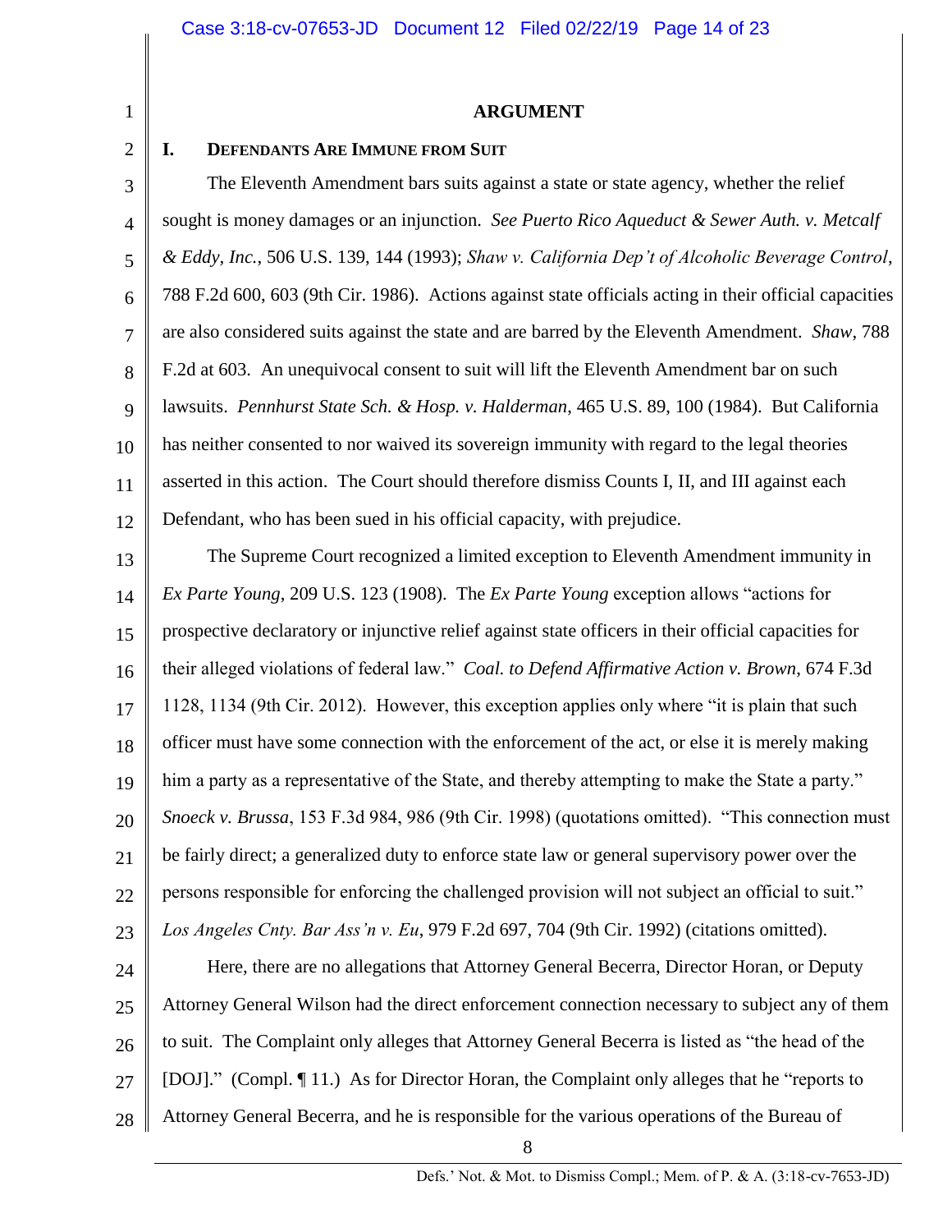## ARGUMENT

### I. DEFENDANTS ARE IMMUNE FROM SUIT

The Eleventh Amendment bars suits against a state or state agency, whether the relief sought is money damages or an injunction. *See Puerto Rico Aqueduct & Sewer Auth. v. Metcalf & Eddy, Inc.*, 506 U.S. 139, 144 (1993); *Shaw v. California Dep't of Alcoholic Beverage Control*, 788 F.2d 600, 603 (9th Cir. 1986). Actions against state officials acting in their official capacities are also considered suits against the state and are barred by the Eleventh Amendment. *Shaw*, 788 F.2d at 603. An unequivocal consent to suit will lift the Eleventh Amendment bar on such lawsuits. *Pennhurst State Sch. & Hosp. v. Halderman*, 465 U.S. 89, 100 (1984). But California has neither consented to nor waived its sovereign immunity with regard to the legal theories asserted in this action. The Court should therefore dismiss Counts I, II, and III against each Defendant, who has been sued in his official capacity, with prejudice.

The Supreme Court recognized a limited exception to Eleventh Amendment immunity in *Ex Parte Young*, 209 U.S. 123 (1908). The *Ex Parte Young* exception allows "actions for prospective declaratory or injunctive relief against state officers in their official capacities for their alleged violations of federal law." *Coal. to Defend Affirmative Action v. Brown*, 674 F.3d 1128, 1134 (9th Cir. 2012). However, this exception applies only where "it is plain that such officer must have some connection with the enforcement of the act, or else it is merely making him a party as a representative of the State, and thereby attempting to make the State a party." *Snoeck v. Brussa*, 153 F.3d 984, 986 (9th Cir. 1998) (quotations omitted). "This connection must be fairly direct; a generalized duty to enforce state law or general supervisory power over the persons responsible for enforcing the challenged provision will not subject an official to suit." *Los Angeles Cnty. Bar Ass'n v. Eu*, 979 F.2d 697, 704 (9th Cir. 1992) (citations omitted).

Here, there are no allegations that Attorney General Becerra, Director Horan, or Deputy Attorney General Wilson had the direct enforcement connection necessary to subject any of them to suit. The Complaint only alleges that Attorney General Becerra is listed as "the head of the [DOJ]." (Compl. ¶ 11.) As for Director Horan, the Complaint only alleges that he "reports to Attorney General Becerra, and he is responsible for the various operations of the Bureau of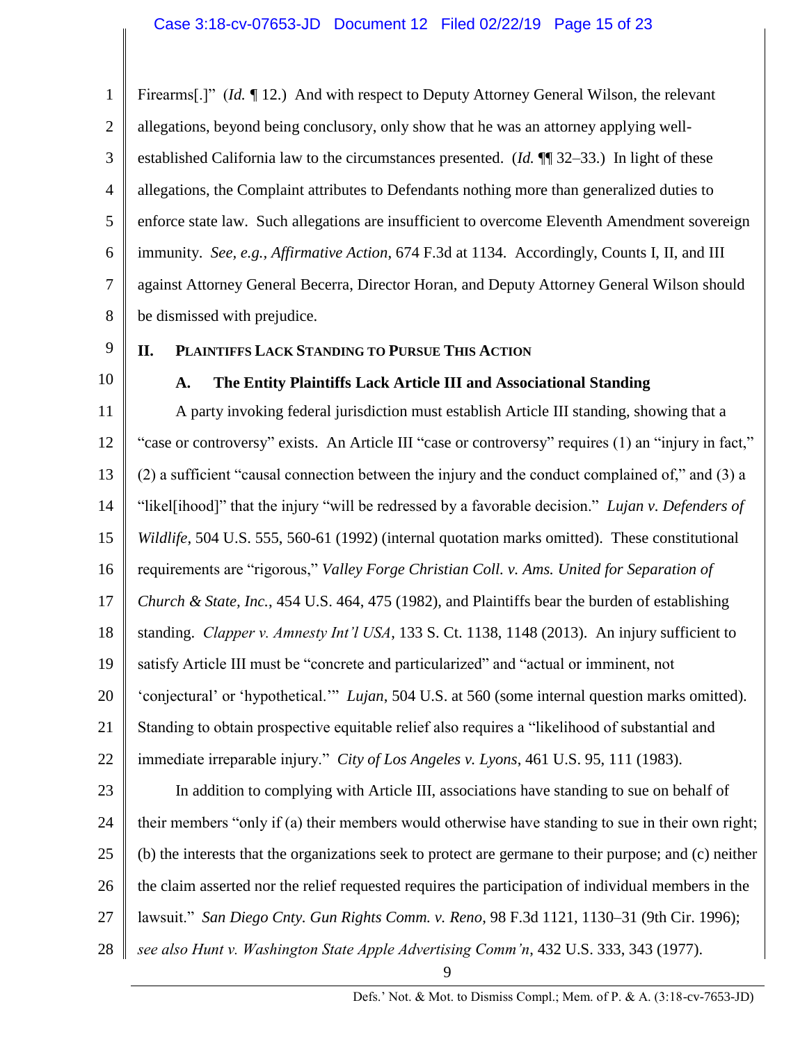Firearms[.]" (*Id.* ¶ 12.) And with respect to Deputy Attorney General Wilson, the relevant allegations, beyond being conclusory, only show that he was an attorney applying well-established California law to the circumstances presented. (*Id.* ¶¶ 32–33.) In light of these allegations, the Complaint attributes to Defendants nothing more than generalized duties to enforce state law. Such allegations are insufficient to overcome Eleventh Amendment sovereign immunity. *See, e.g.*, *Affirmative Action*, 674 F.3d at 1134. Accordingly, Counts I, II, and III against Attorney General Becerra, Director Horan, and Deputy Attorney General Wilson should be dismissed with prejudice.

## II. PLAINTIFFS LACK STANDING TO PURSUE THIS ACTION

### A. The Entity Plaintiffs Lack Article III and Associational Standing

A party invoking federal jurisdiction must establish Article III standing, showing that a "case or controversy" exists. An Article III "case or controversy" requires (1) an "injury in fact," (2) a sufficient "causal connection between the injury and the conduct complained of," and (3) a "likel[ihood]" that the injury "will be redressed by a favorable decision." *Lujan v. Defenders of Wildlife*, 504 U.S. 555, 560-61 (1992) (internal quotation marks omitted). These constitutional requirements are "rigorous," *Valley Forge Christian Coll. v. Ams. United for Separation of Church & State, Inc.*, 454 U.S. 464, 475 (1982), and Plaintiffs bear the burden of establishing standing. *Clapper v. Amnesty Int'l USA*, 133 S. Ct. 1138, 1148 (2013). An injury sufficient to satisfy Article III must be "concrete and particularized" and "actual or imminent, not 'conjectural' or 'hypothetical.'" *Lujan*, 504 U.S. at 560 (some internal question marks omitted). Standing to obtain prospective equitable relief also requires a "likelihood of substantial and immediate irreparable injury." *City of Los Angeles v. Lyons*, 461 U.S. 95, 111 (1983).

In addition to complying with Article III, associations have standing to sue on behalf of their members "only if (a) their members would otherwise have standing to sue in their own right; (b) the interests that the organizations seek to protect are germane to their purpose; and (c) neither the claim asserted nor the relief requested requires the participation of individual members in the lawsuit." *San Diego Cnty. Gun Rights Comm. v. Reno*, 98 F.3d 1121, 1130–31 (9th Cir. 1996); *see also Hunt v. Washington State Apple Advertising Comm'n*, 432 U.S. 333, 343 (1977).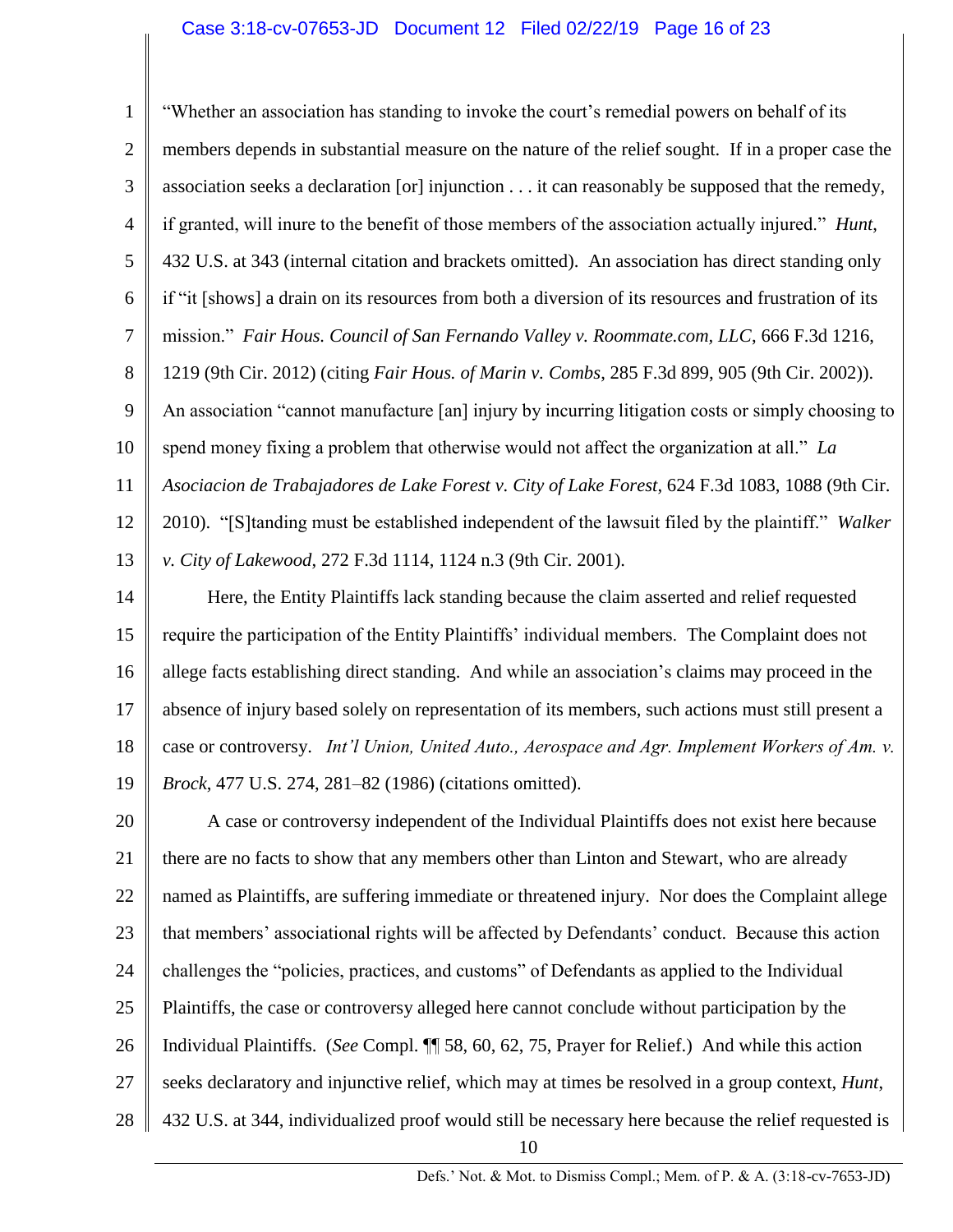"Whether an association has standing to invoke the court's remedial powers on behalf of its members depends in substantial measure on the nature of the relief sought. If in a proper case the association seeks a declaration [or] injunction . . . it can reasonably be supposed that the remedy, if granted, will inure to the benefit of those members of the association actually injured." *Hunt*, 432 U.S. at 343 (internal citation and brackets omitted). An association has direct standing only if "it [shows] a drain on its resources from both a diversion of its resources and frustration of its mission." *Fair Hous. Council of San Fernando Valley v. Roommate.com, LLC*, 666 F.3d 1216, 1219 (9th Cir. 2012) (citing *Fair Hous. of Marin v. Combs*, 285 F.3d 899, 905 (9th Cir. 2002)). An association "cannot manufacture [an] injury by incurring litigation costs or simply choosing to spend money fixing a problem that otherwise would not affect the organization at all." *La Asociacion de Trabajadores de Lake Forest v. City of Lake Forest*, 624 F.3d 1083, 1088 (9th Cir. 2010). "[S]tanding must be established independent of the lawsuit filed by the plaintiff." *Walker v. City of Lakewood*, 272 F.3d 1114, 1124 n.3 (9th Cir. 2001).

Here, the Entity Plaintiffs lack standing because the claim asserted and relief requested require the participation of the Entity Plaintiffs' individual members. The Complaint does not allege facts establishing direct standing. And while an association's claims may proceed in the absence of injury based solely on representation of its members, such actions must still present a case or controversy. *Int'l Union, United Auto., Aerospace and Agr. Implement Workers of Am. v. Brock*, 477 U.S. 274, 281–82 (1986) (citations omitted).

A case or controversy independent of the Individual Plaintiffs does not exist here because there are no facts to show that any members other than Linton and Stewart, who are already named as Plaintiffs, are suffering immediate or threatened injury. Nor does the Complaint allege that members' associational rights will be affected by Defendants' conduct. Because this action challenges the "policies, practices, and customs" of Defendants as applied to the Individual Plaintiffs, the case or controversy alleged here cannot conclude without participation by the Individual Plaintiffs. (*See* Compl. ¶¶ 58, 60, 62, 75, Prayer for Relief.) And while this action seeks declaratory and injunctive relief, which may at times be resolved in a group context, *Hunt*, 432 U.S. at 344, individualized proof would still be necessary here because the relief requested is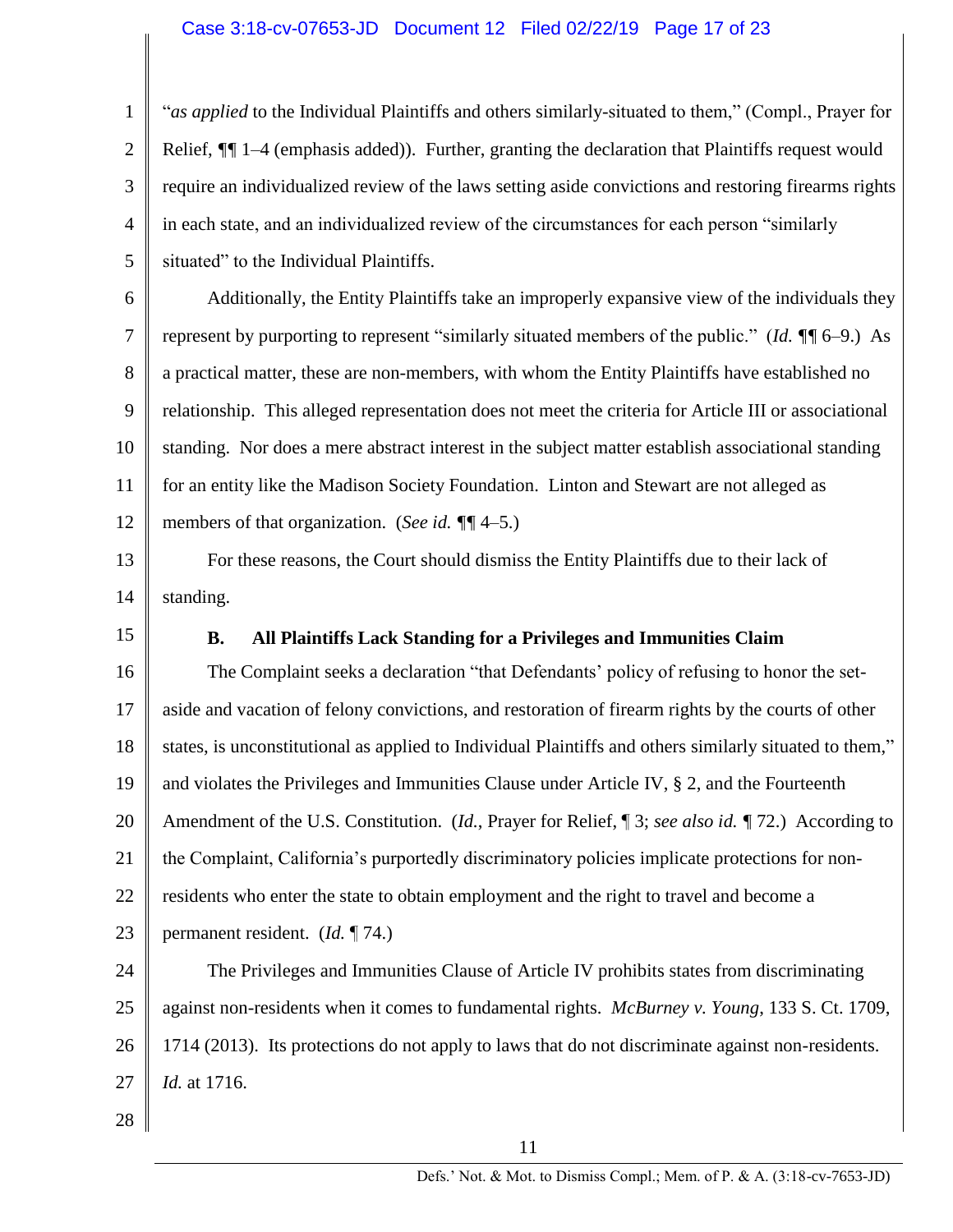"*as applied* to the Individual Plaintiffs and others similarly-situated to them," (Compl., Prayer for Relief, ¶¶ 1–4 (emphasis added)). Further, granting the declaration that Plaintiffs request would require an individualized review of the laws setting aside convictions and restoring firearms rights in each state, and an individualized review of the circumstances for each person "similarly situated" to the Individual Plaintiffs.

Additionally, the Entity Plaintiffs take an improperly expansive view of the individuals they represent by purporting to represent "similarly situated members of the public." (*Id.* ¶¶ 6–9.) As a practical matter, these are non-members, with whom the Entity Plaintiffs have established no relationship. This alleged representation does not meet the criteria for Article III or associational standing. Nor does a mere abstract interest in the subject matter establish associational standing for an entity like the Madison Society Foundation. Linton and Stewart are not alleged as members of that organization. (*See id.* ¶¶ 4–5.)

For these reasons, the Court should dismiss the Entity Plaintiffs due to their lack of standing.

### B. All Plaintiffs Lack Standing for a Privileges and Immunities Claim

The Complaint seeks a declaration "that Defendants' policy of refusing to honor the set-aside and vacation of felony convictions, and restoration of firearm rights by the courts of other states, is unconstitutional as applied to Individual Plaintiffs and others similarly situated to them," and violates the Privileges and Immunities Clause under Article IV, § 2, and the Fourteenth Amendment of the U.S. Constitution. (*Id.*, Prayer for Relief, ¶ 3; *see also id.* ¶ 72.) According to the Complaint, California's purportedly discriminatory policies implicate protections for non-residents who enter the state to obtain employment and the right to travel and become a permanent resident. (*Id.* ¶ 74.)

The Privileges and Immunities Clause of Article IV prohibits states from discriminating against non-residents when it comes to fundamental rights. *McBurney v. Young*, 133 S. Ct. 1709, 1714 (2013). Its protections do not apply to laws that do not discriminate against non-residents. *Id.* at 1716.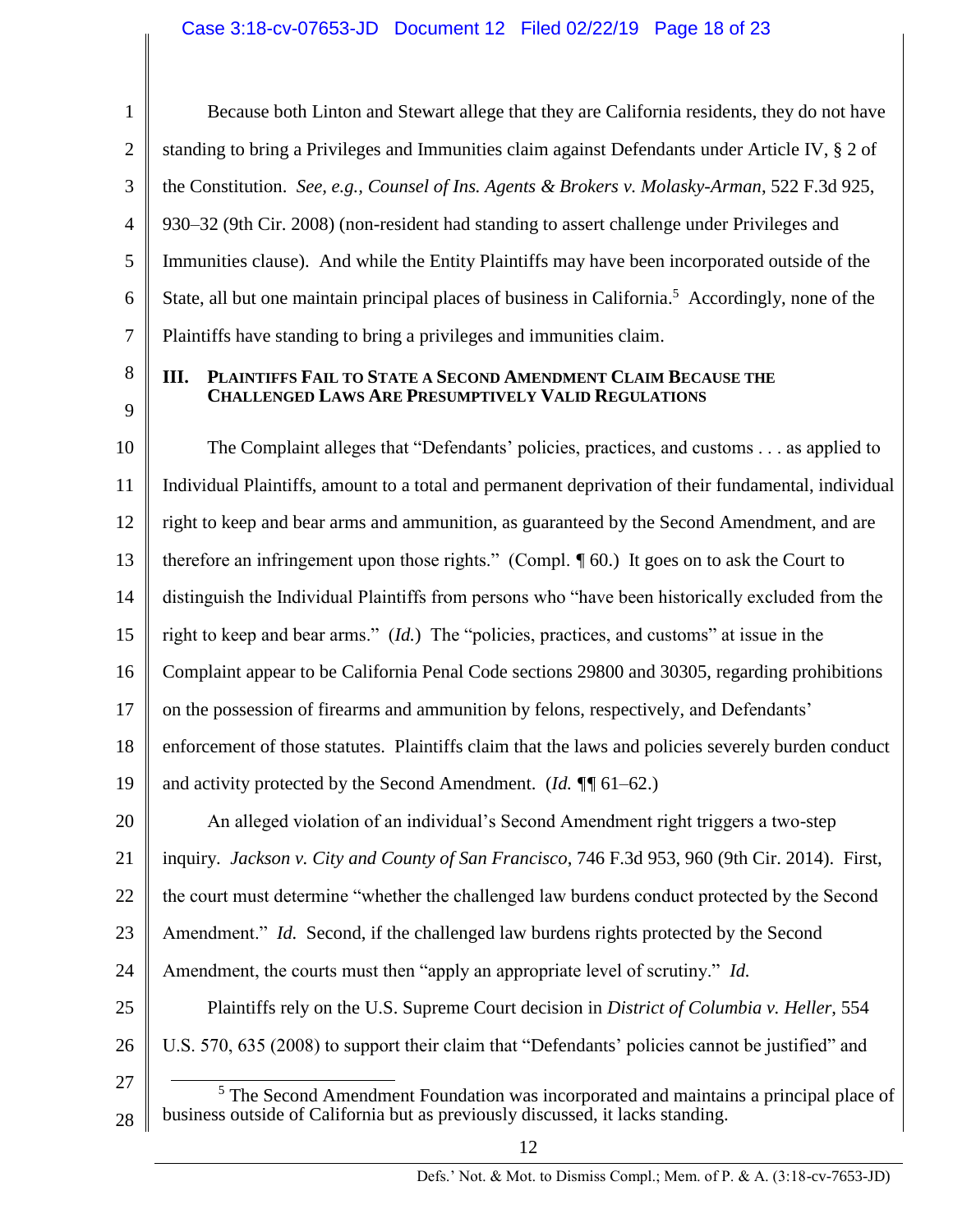Because both Linton and Stewart allege that they are California residents, they do not have standing to bring a Privileges and Immunities claim against Defendants under Article IV, § 2 of the Constitution. *See, e.g., Counsel of Ins. Agents & Brokers v. Molasky-Arman*, 522 F.3d 925, 930–32 (9th Cir. 2008) (non-resident had standing to assert challenge under Privileges and Immunities clause). And while the Entity Plaintiffs may have been incorporated outside of the State, all but one maintain principal places of business in California.[5] Accordingly, none of the Plaintiffs have standing to bring a privileges and immunities claim.

## III. Plaintiffs Fail to State a Second Amendment Claim Because the Challenged Laws Are Presumptively Valid Regulations

The Complaint alleges that "Defendants' policies, practices, and customs . . . as applied to Individual Plaintiffs, amount to a total and permanent deprivation of their fundamental, individual right to keep and bear arms and ammunition, as guaranteed by the Second Amendment, and are therefore an infringement upon those rights." (Compl. ¶ 60.) It goes on to ask the Court to distinguish the Individual Plaintiffs from persons who "have been historically excluded from the right to keep and bear arms." (*Id.*) The "policies, practices, and customs" at issue in the Complaint appear to be California Penal Code sections 29800 and 30305, regarding prohibitions on the possession of firearms and ammunition by felons, respectively, and Defendants' enforcement of those statutes. Plaintiffs claim that the laws and policies severely burden conduct and activity protected by the Second Amendment. (*Id.* ¶¶ 61–62.)

An alleged violation of an individual's Second Amendment right triggers a two-step inquiry. *Jackson v. City and County of San Francisco*, 746 F.3d 953, 960 (9th Cir. 2014). First, the court must determine "whether the challenged law burdens conduct protected by the Second Amendment." *Id.* Second, if the challenged law burdens rights protected by the Second Amendment, the courts must then "apply an appropriate level of scrutiny." *Id.*

Plaintiffs rely on the U.S. Supreme Court decision in *District of Columbia v. Heller*, 554 U.S. 570, 635 (2008) to support their claim that "Defendants' policies cannot be justified" and

---

[5] The Second Amendment Foundation was incorporated and maintains a principal place of business outside of California but as previously discussed, it lacks standing.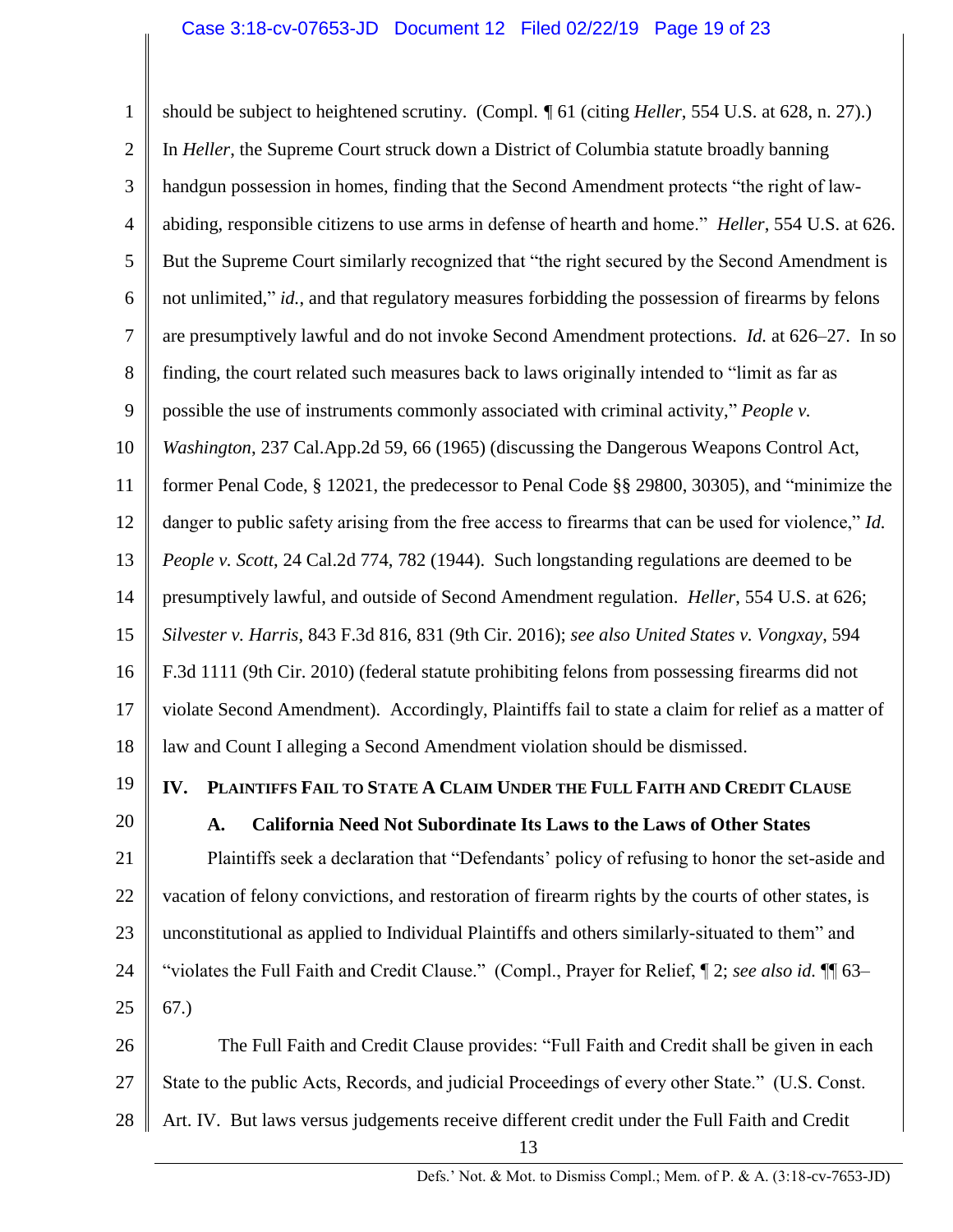should be subject to heightened scrutiny. (Compl. ¶ 61 (citing *Heller*, 554 U.S. at 628, n. 27).) In *Heller*, the Supreme Court struck down a District of Columbia statute broadly banning handgun possession in homes, finding that the Second Amendment protects "the right of law-abiding, responsible citizens to use arms in defense of hearth and home." *Heller*, 554 U.S. at 626. But the Supreme Court similarly recognized that "the right secured by the Second Amendment is not unlimited," *id.*, and that regulatory measures forbidding the possession of firearms by felons are presumptively lawful and do not invoke Second Amendment protections. *Id.* at 626–27. In so finding, the court related such measures back to laws originally intended to "limit as far as possible the use of instruments commonly associated with criminal activity," *People v. Washington*, 237 Cal.App.2d 59, 66 (1965) (discussing the Dangerous Weapons Control Act, former Penal Code, § 12021, the predecessor to Penal Code §§ 29800, 30305), and "minimize the danger to public safety arising from the free access to firearms that can be used for violence," *Id. People v. Scott*, 24 Cal.2d 774, 782 (1944). Such longstanding regulations are deemed to be presumptively lawful, and outside of Second Amendment regulation. *Heller*, 554 U.S. at 626; *Silvester v. Harris*, 843 F.3d 816, 831 (9th Cir. 2016); *see also United States v. Vongxay*, 594 F.3d 1111 (9th Cir. 2010) (federal statute prohibiting felons from possessing firearms did not violate Second Amendment). Accordingly, Plaintiffs fail to state a claim for relief as a matter of law and Count I alleging a Second Amendment violation should be dismissed.

## IV. Plaintiffs Fail to State A Claim Under the Full Faith and Credit Clause

### A. California Need Not Subordinate Its Laws to the Laws of Other States

Plaintiffs seek a declaration that "Defendants' policy of refusing to honor the set-aside and vacation of felony convictions, and restoration of firearm rights by the courts of other states, is unconstitutional as applied to Individual Plaintiffs and others similarly-situated to them" and "violates the Full Faith and Credit Clause." (Compl., Prayer for Relief, ¶ 2; *see also id.* ¶¶ 63–67.)

The Full Faith and Credit Clause provides: "Full Faith and Credit shall be given in each State to the public Acts, Records, and judicial Proceedings of every other State." (U.S. Const. Art. IV. But laws versus judgements receive different credit under the Full Faith and Credit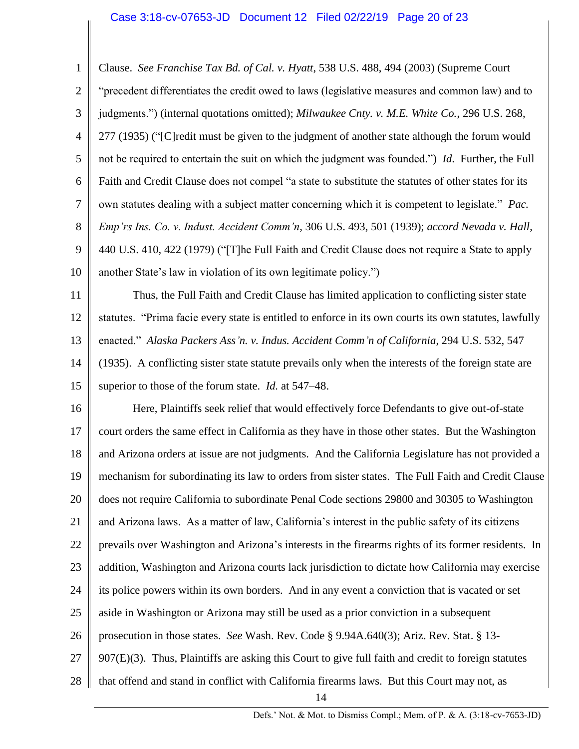Clause. *See Franchise Tax Bd. of Cal. v. Hyatt*, 538 U.S. 488, 494 (2003) (Supreme Court "precedent differentiates the credit owed to laws (legislative measures and common law) and to judgments.") (internal quotations omitted); *Milwaukee Cnty. v. M.E. White Co.*, 296 U.S. 268, 277 (1935) ("[C]redit must be given to the judgment of another state although the forum would not be required to entertain the suit on which the judgment was founded.") *Id.* Further, the Full Faith and Credit Clause does not compel "a state to substitute the statutes of other states for its own statutes dealing with a subject matter concerning which it is competent to legislate." *Pac. Emp'rs Ins. Co. v. Indust. Accident Comm'n*, 306 U.S. 493, 501 (1939); *accord Nevada v. Hall*, 440 U.S. 410, 422 (1979) ("[T]he Full Faith and Credit Clause does not require a State to apply another State's law in violation of its own legitimate policy.")

Thus, the Full Faith and Credit Clause has limited application to conflicting sister state statutes. "Prima facie every state is entitled to enforce in its own courts its own statutes, lawfully enacted." *Alaska Packers Ass'n. v. Indus. Accident Comm'n of California*, 294 U.S. 532, 547 (1935). A conflicting sister state statute prevails only when the interests of the foreign state are superior to those of the forum state. *Id.* at 547–48.

Here, Plaintiffs seek relief that would effectively force Defendants to give out-of-state court orders the same effect in California as they have in those other states. But the Washington and Arizona orders at issue are not judgments. And the California Legislature has not provided a mechanism for subordinating its law to orders from sister states. The Full Faith and Credit Clause does not require California to subordinate Penal Code sections 29800 and 30305 to Washington and Arizona laws. As a matter of law, California's interest in the public safety of its citizens prevails over Washington and Arizona's interests in the firearms rights of its former residents. In addition, Washington and Arizona courts lack jurisdiction to dictate how California may exercise its police powers within its own borders. And in any event a conviction that is vacated or set aside in Washington or Arizona may still be used as a prior conviction in a subsequent prosecution in those states. *See* Wash. Rev. Code § 9.94A.640(3); Ariz. Rev. Stat. § 13-907(E)(3). Thus, Plaintiffs are asking this Court to give full faith and credit to foreign statutes that offend and stand in conflict with California firearms laws. But this Court may not, as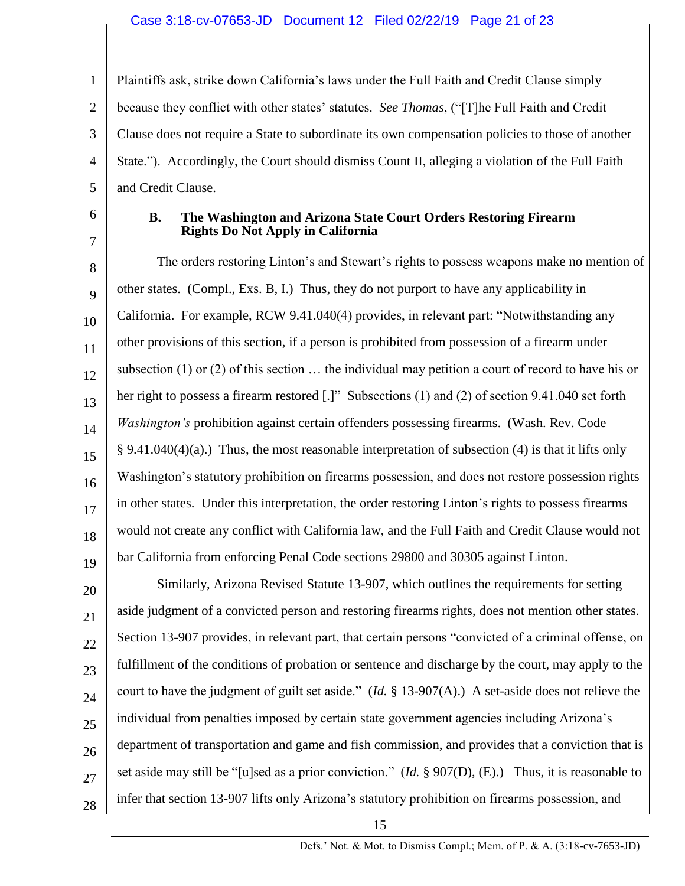Plaintiffs ask, strike down California's laws under the Full Faith and Credit Clause simply because they conflict with other states' statutes. *See Thomas*, ("[T]he Full Faith and Credit Clause does not require a State to subordinate its own compensation policies to those of another State."). Accordingly, the Court should dismiss Count II, alleging a violation of the Full Faith and Credit Clause.

### B. The Washington and Arizona State Court Orders Restoring Firearm Rights Do Not Apply in California

The orders restoring Linton's and Stewart's rights to possess weapons make no mention of other states. (Compl., Exs. B, I.) Thus, they do not purport to have any applicability in California. For example, RCW 9.41.040(4) provides, in relevant part: "Notwithstanding any other provisions of this section, if a person is prohibited from possession of a firearm under subsection (1) or (2) of this section … the individual may petition a court of record to have his or her right to possess a firearm restored [.]" Subsections (1) and (2) of section 9.41.040 set forth *Washington's* prohibition against certain offenders possessing firearms. (Wash. Rev. Code § 9.41.040(4)(a).) Thus, the most reasonable interpretation of subsection (4) is that it lifts only Washington's statutory prohibition on firearms possession, and does not restore possession rights in other states. Under this interpretation, the order restoring Linton's rights to possess firearms would not create any conflict with California law, and the Full Faith and Credit Clause would not bar California from enforcing Penal Code sections 29800 and 30305 against Linton.

Similarly, Arizona Revised Statute 13-907, which outlines the requirements for setting aside judgment of a convicted person and restoring firearms rights, does not mention other states. Section 13-907 provides, in relevant part, that certain persons "convicted of a criminal offense, on fulfillment of the conditions of probation or sentence and discharge by the court, may apply to the court to have the judgment of guilt set aside." (*Id.* § 13-907(A).) A set-aside does not relieve the individual from penalties imposed by certain state government agencies including Arizona's department of transportation and game and fish commission, and provides that a conviction that is set aside may still be "[u]sed as a prior conviction." (*Id.* § 907(D), (E).) Thus, it is reasonable to infer that section 13-907 lifts only Arizona's statutory prohibition on firearms possession, and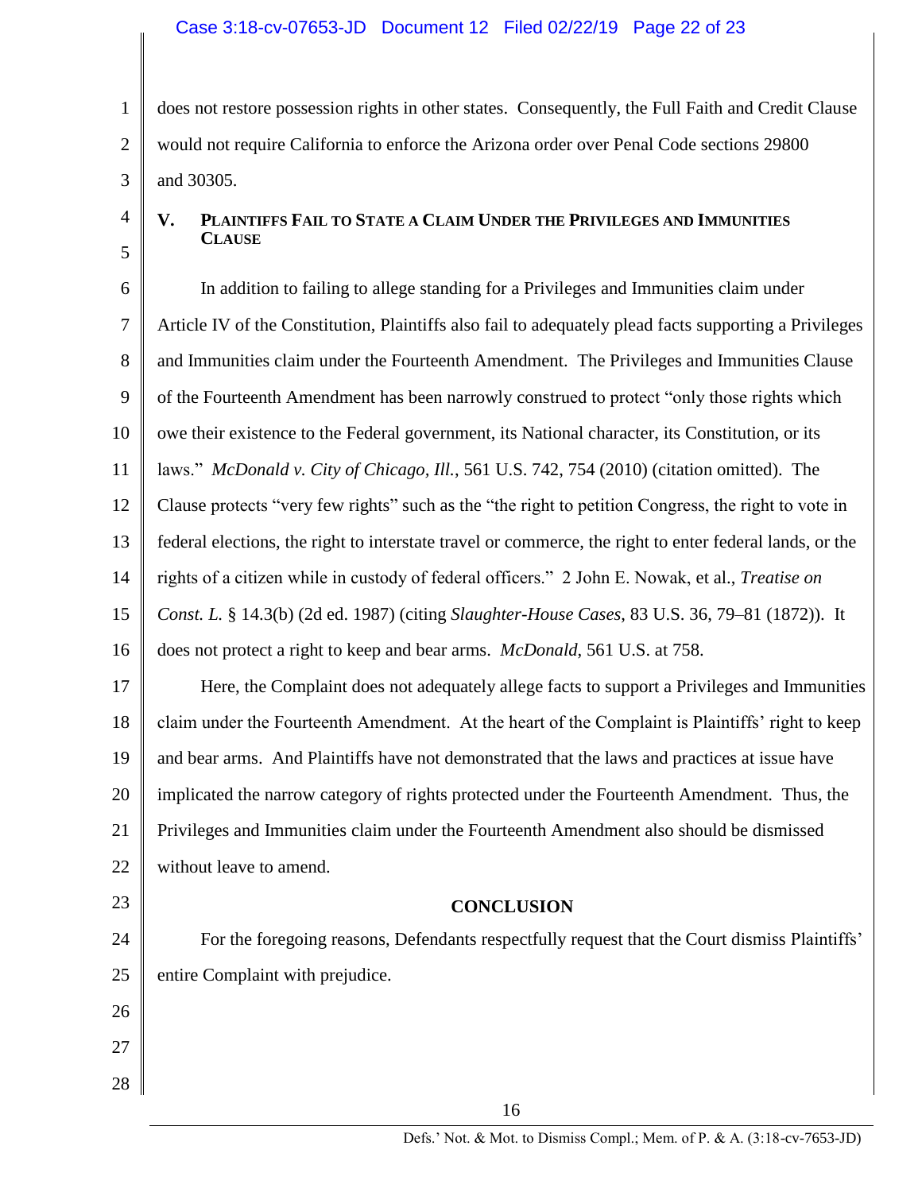does not restore possession rights in other states. Consequently, the Full Faith and Credit Clause would not require California to enforce the Arizona order over Penal Code sections 29800 and 30305.

## V. Plaintiffs Fail to State a Claim Under the Privileges and Immunities Clause

In addition to failing to allege standing for a Privileges and Immunities claim under Article IV of the Constitution, Plaintiffs also fail to adequately plead facts supporting a Privileges and Immunities claim under the Fourteenth Amendment. The Privileges and Immunities Clause of the Fourteenth Amendment has been narrowly construed to protect "only those rights which owe their existence to the Federal government, its National character, its Constitution, or its laws." *McDonald v. City of Chicago, Ill.*, 561 U.S. 742, 754 (2010) (citation omitted). The Clause protects "very few rights" such as the "the right to petition Congress, the right to vote in federal elections, the right to interstate travel or commerce, the right to enter federal lands, or the rights of a citizen while in custody of federal officers." 2 John E. Nowak, et al., *Treatise on Const. L.* § 14.3(b) (2d ed. 1987) (citing *Slaughter-House Cases*, 83 U.S. 36, 79–81 (1872)). It does not protect a right to keep and bear arms. *McDonald*, 561 U.S. at 758.

Here, the Complaint does not adequately allege facts to support a Privileges and Immunities claim under the Fourteenth Amendment. At the heart of the Complaint is Plaintiffs' right to keep and bear arms. And Plaintiffs have not demonstrated that the laws and practices at issue have implicated the narrow category of rights protected under the Fourteenth Amendment. Thus, the Privileges and Immunities claim under the Fourteenth Amendment also should be dismissed without leave to amend.

## CONCLUSION

For the foregoing reasons, Defendants respectfully request that the Court dismiss Plaintiffs' entire Complaint with prejudice.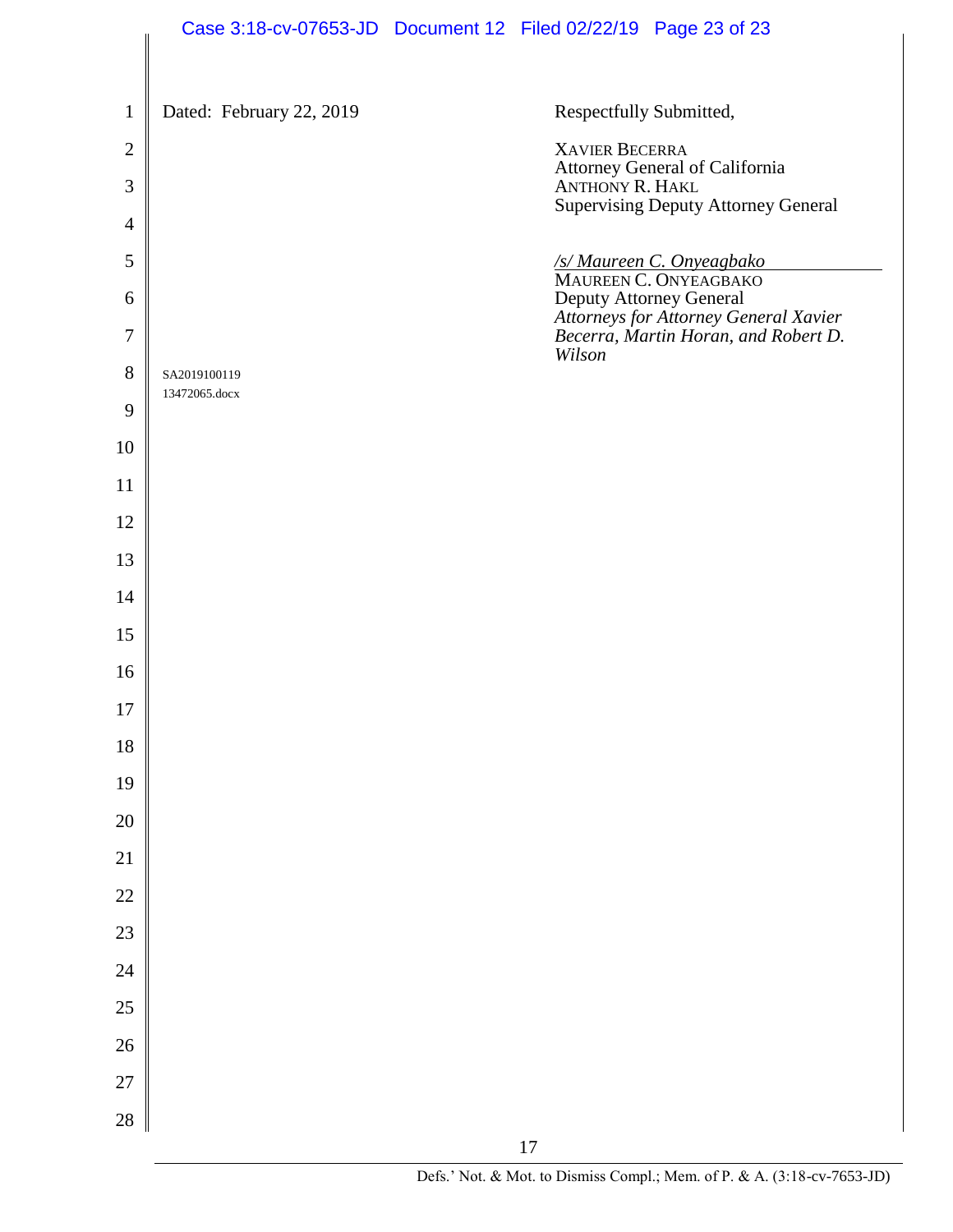Dated: February 22, 2019

Respectfully Submitted,

XAVIER BECERRA
Attorney General of California
ANTHONY R. HAKL
Supervising Deputy Attorney General

*/s/ Maureen C. Onyeagbako*
MAUREEN C. ONYEAGBAKO
Deputy Attorney General
*Attorneys for Attorney General Xavier Becerra, Martin Horan, and Robert D. Wilson*

SA2019100119
13472065.docx